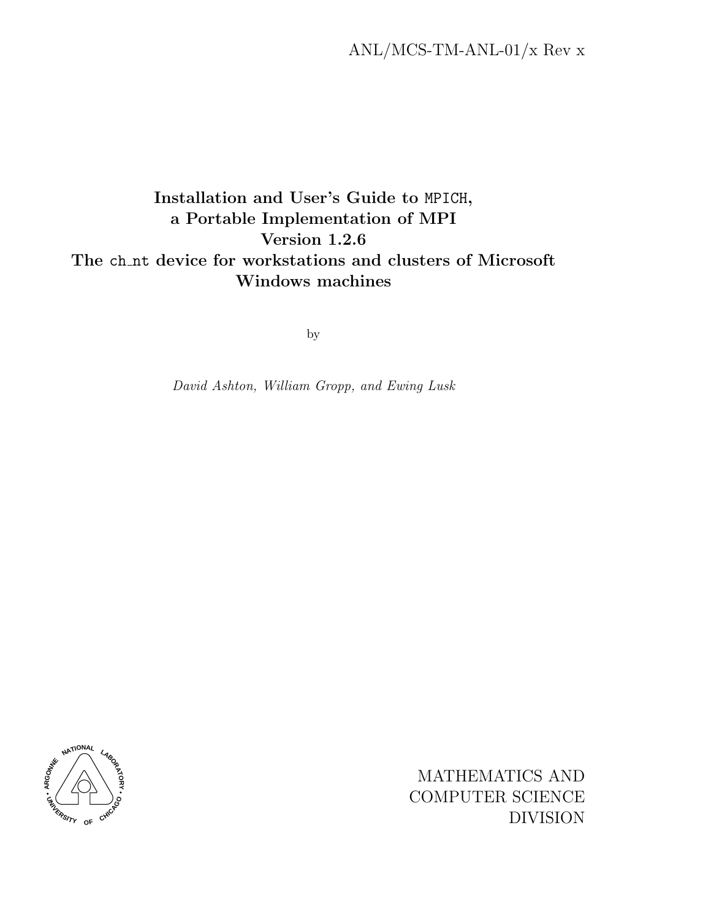ANL/MCS-TM-ANL-01/x Rev x

# Installation and User's Guide to MPICH, a Portable Implementation of MPI Version 1.2.6 The ch_nt device for workstations and clusters of Microsoft Windows machines

by

*David Ashton, William Gropp, and Ewing Lusk*

MATHEMATICS AND COMPUTER SCIENCE DIVISION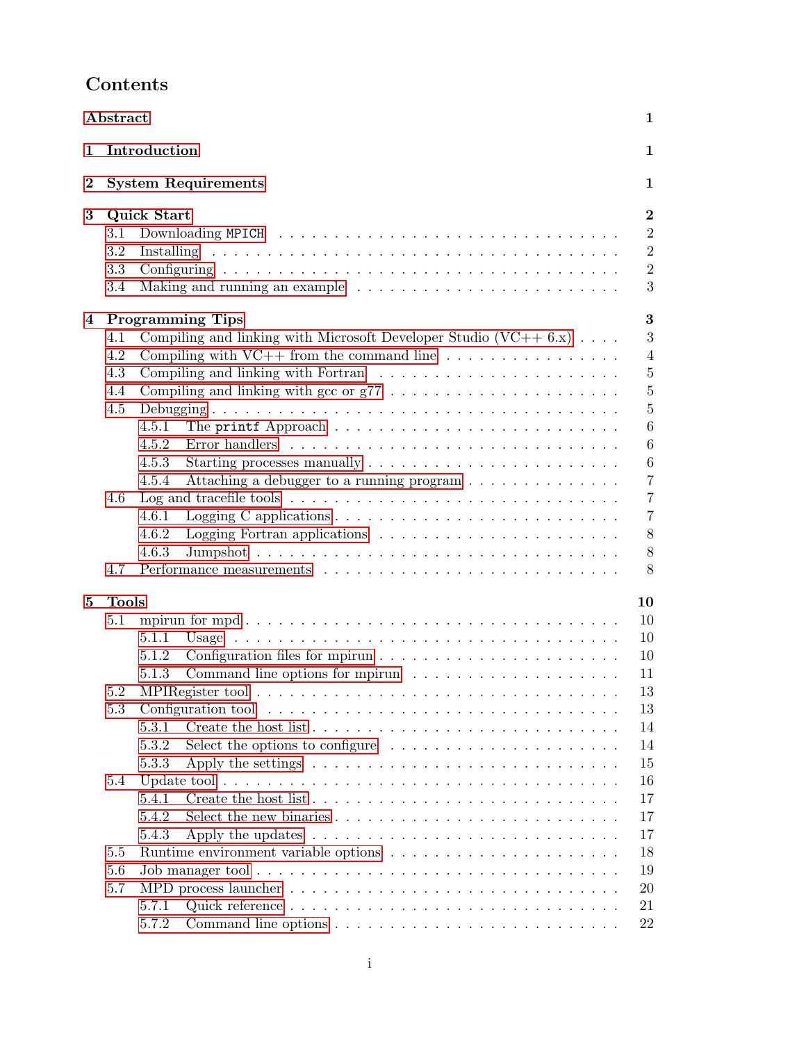# Contents

- Abstract — 1
- 1 Introduction — 1
- 2 System Requirements — 1
- 3 Quick Start — 2
  - 3.1 Downloading `MPICH` — 2
  - 3.2 Installing — 2
  - 3.3 Configuring — 2
  - 3.4 Making and running an example — 3
- 4 Programming Tips — 3
  - 4.1 Compiling and linking with Microsoft Developer Studio (VC++ 6.x) — 3
  - 4.2 Compiling with VC++ from the command line — 4
  - 4.3 Compiling and linking with Fortran — 5
  - 4.4 Compiling and linking with gcc or g77 — 5
  - 4.5 Debugging — 5
    - 4.5.1 The `printf` Approach — 6
    - 4.5.2 Error handlers — 6
    - 4.5.3 Starting processes manually — 6
    - 4.5.4 Attaching a debugger to a running program — 7
  - 4.6 Log and tracefile tools — 7
    - 4.6.1 Logging C applications — 7
    - 4.6.2 Logging Fortran applications — 8
    - 4.6.3 Jumpshot — 8
  - 4.7 Performance measurements — 8
- 5 Tools — 10
  - 5.1 mpirun for mpd — 10
    - 5.1.1 Usage — 10
    - 5.1.2 Configuration files for mpirun — 10
    - 5.1.3 Command line options for mpirun — 11
  - 5.2 MPIRegister tool — 13
  - 5.3 Configuration tool — 13
    - 5.3.1 Create the host list — 14
    - 5.3.2 Select the options to configure — 14
    - 5.3.3 Apply the settings — 15
  - 5.4 Update tool — 16
    - 5.4.1 Create the host list — 17
    - 5.4.2 Select the new binaries — 17
    - 5.4.3 Apply the updates — 17
  - 5.5 Runtime environment variable options — 18
  - 5.6 Job manager tool — 19
  - 5.7 MPD process launcher — 20
    - 5.7.1 Quick reference — 21
    - 5.7.2 Command line options — 22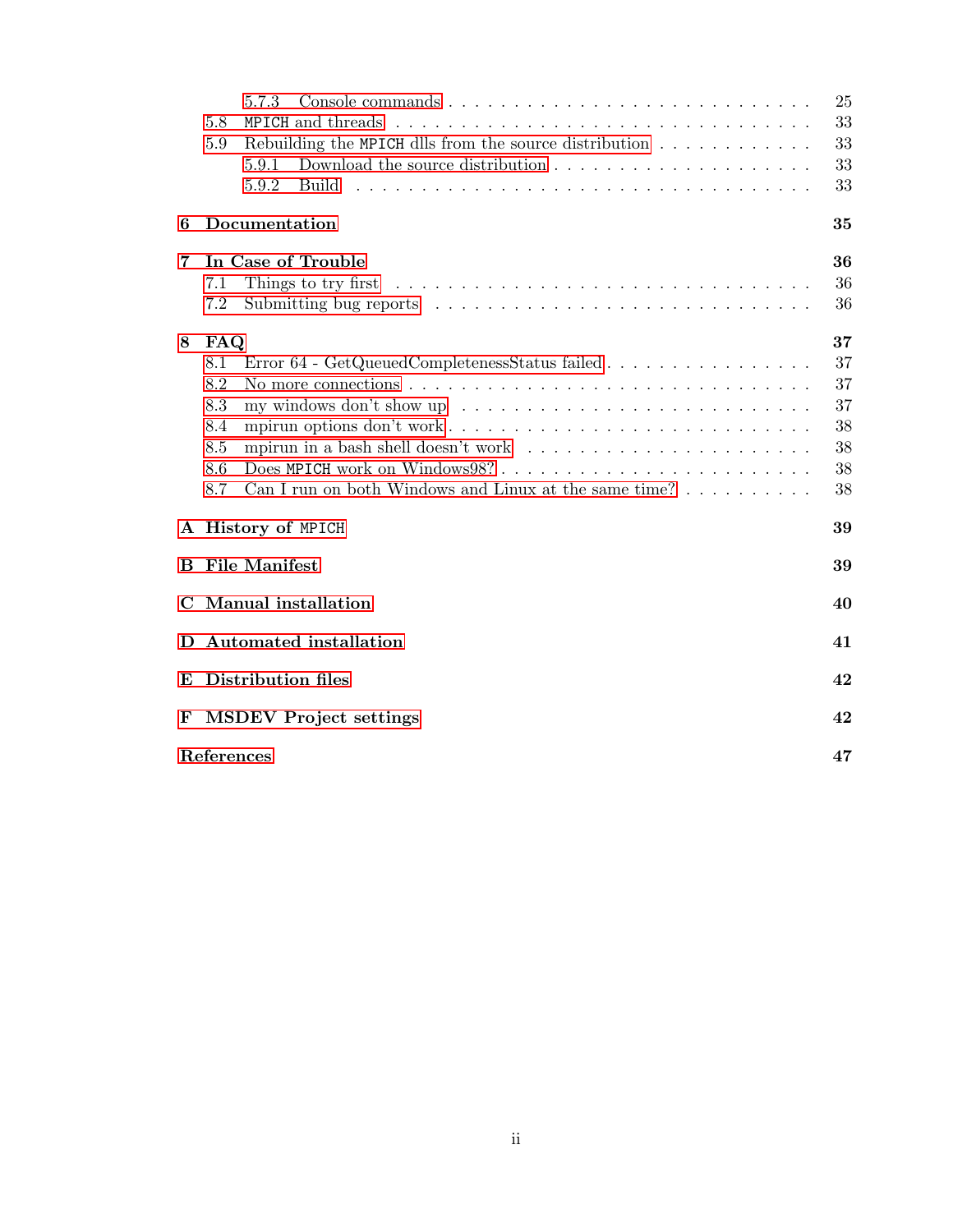- 5.7.3 Console commands . . . . . . . . . . . . . . . . . . . . . . . . . . 25
- 5.8 MPICH and threads . . . . . . . . . . . . . . . . . . . . . . . . . . . . 33
- 5.9 Rebuilding the MPICH dlls from the source distribution . . . . . . . . . . . . 33
  - 5.9.1 Download the source distribution . . . . . . . . . . . . . . . . . . . 33
  - 5.9.2 Build . . . . . . . . . . . . . . . . . . . . . . . . . . . . . . . . 33

**6 Documentation** **35**

**7 In Case of Trouble** **36**

- 7.1 Things to try first . . . . . . . . . . . . . . . . . . . . . . . . . . . . . 36
- 7.2 Submitting bug reports . . . . . . . . . . . . . . . . . . . . . . . . . . . 36

**8 FAQ** **37**

- 8.1 Error 64 - GetQueuedCompletenessStatus failed . . . . . . . . . . . . . . . . 37
- 8.2 No more connections . . . . . . . . . . . . . . . . . . . . . . . . . . . . . 37
- 8.3 my windows don't show up . . . . . . . . . . . . . . . . . . . . . . . . . . 37
- 8.4 mpirun options don't work . . . . . . . . . . . . . . . . . . . . . . . . . . 38
- 8.5 mpirun in a bash shell doesn't work . . . . . . . . . . . . . . . . . . . . . 38
- 8.6 Does MPICH work on Windows98? . . . . . . . . . . . . . . . . . . . . . . . 38
- 8.7 Can I run on both Windows and Linux at the same time? . . . . . . . . . . . 38

**A History of MPICH** **39**

**B File Manifest** **39**

**C Manual installation** **40**

**D Automated installation** **41**

**E Distribution files** **42**

**F MSDEV Project settings** **42**

**References** **47**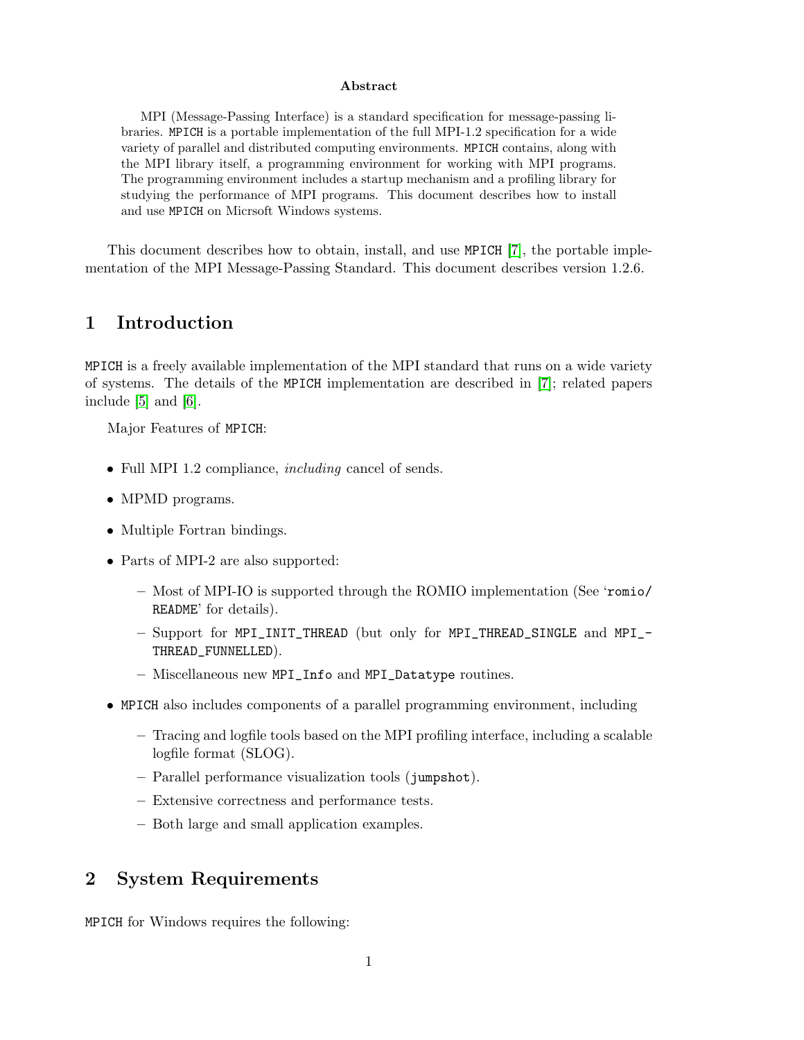**Abstract**

MPI (Message-Passing Interface) is a standard specification for message-passing libraries. MPICH is a portable implementation of the full MPI-1.2 specification for a wide variety of parallel and distributed computing environments. MPICH contains, along with the MPI library itself, a programming environment for working with MPI programs. The programming environment includes a startup mechanism and a profiling library for studying the performance of MPI programs. This document describes how to install and use MPICH on Micrsoft Windows systems.

This document describes how to obtain, install, and use MPICH [7], the portable implementation of the MPI Message-Passing Standard. This document describes version 1.2.6.

# 1 Introduction

MPICH is a freely available implementation of the MPI standard that runs on a wide variety of systems. The details of the MPICH implementation are described in [7]; related papers include [5] and [6].

Major Features of MPICH:

- Full MPI 1.2 compliance, *including* cancel of sends.
- MPMD programs.
- Multiple Fortran bindings.
- Parts of MPI-2 are also supported:
  - Most of MPI-IO is supported through the ROMIO implementation (See 'romio/README' for details).
  - Support for MPI_INIT_THREAD (but only for MPI_THREAD_SINGLE and MPI_THREAD_FUNNELLED).
  - Miscellaneous new MPI_Info and MPI_Datatype routines.
- MPICH also includes components of a parallel programming environment, including
  - Tracing and logfile tools based on the MPI profiling interface, including a scalable logfile format (SLOG).
  - Parallel performance visualization tools (jumpshot).
  - Extensive correctness and performance tests.
  - Both large and small application examples.

# 2 System Requirements

MPICH for Windows requires the following: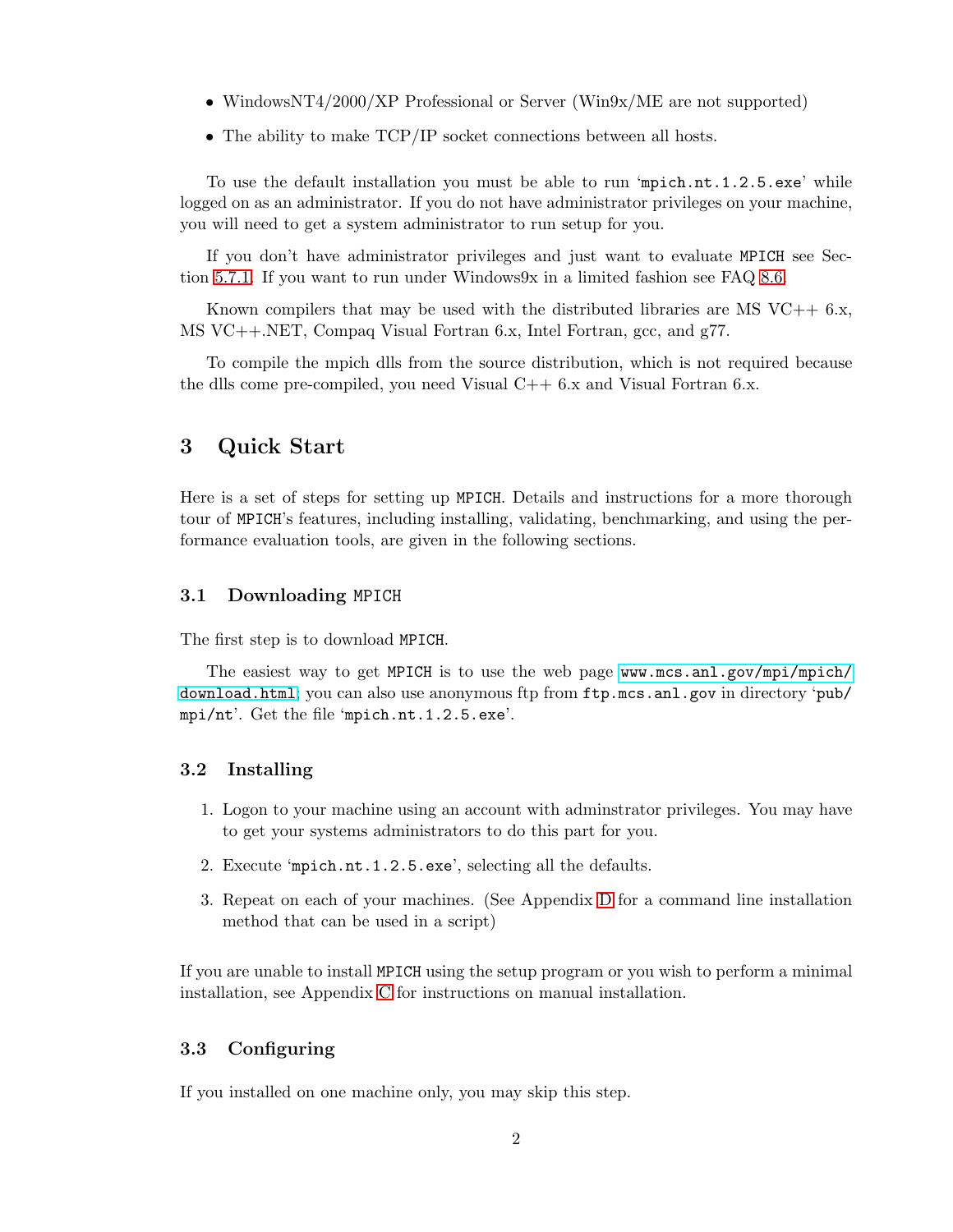- WindowsNT4/2000/XP Professional or Server (Win9x/ME are not supported)
- The ability to make TCP/IP socket connections between all hosts.

To use the default installation you must be able to run 'mpich.nt.1.2.5.exe' while logged on as an administrator. If you do not have administrator privileges on your machine, you will need to get a system administrator to run setup for you.

If you don't have administrator privileges and just want to evaluate MPICH see Section 5.7.1. If you want to run under Windows9x in a limited fashion see FAQ 8.6.

Known compilers that may be used with the distributed libraries are MS VC++ 6.x, MS VC++.NET, Compaq Visual Fortran 6.x, Intel Fortran, gcc, and g77.

To compile the mpich dlls from the source distribution, which is not required because the dlls come pre-compiled, you need Visual C++ 6.x and Visual Fortran 6.x.

# 3 Quick Start

Here is a set of steps for setting up MPICH. Details and instructions for a more thorough tour of MPICH's features, including installing, validating, benchmarking, and using the performance evaluation tools, are given in the following sections.

## 3.1 Downloading MPICH

The first step is to download MPICH.

The easiest way to get MPICH is to use the web page www.mcs.anl.gov/mpi/mpich/download.html; you can also use anonymous ftp from ftp.mcs.anl.gov in directory 'pub/mpi/nt'. Get the file 'mpich.nt.1.2.5.exe'.

## 3.2 Installing

1. Logon to your machine using an account with adminstrator privileges. You may have to get your systems administrators to do this part for you.
2. Execute 'mpich.nt.1.2.5.exe', selecting all the defaults.
3. Repeat on each of your machines. (See Appendix D for a command line installation method that can be used in a script)

If you are unable to install MPICH using the setup program or you wish to perform a minimal installation, see Appendix C for instructions on manual installation.

## 3.3 Configuring

If you installed on one machine only, you may skip this step.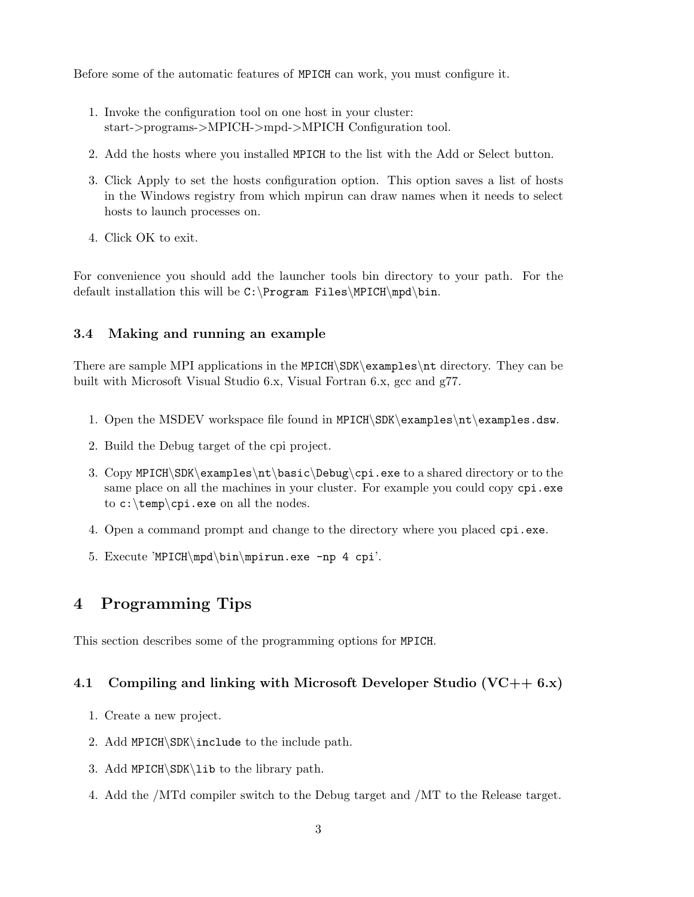Before some of the automatic features of `MPICH` can work, you must configure it.

1. Invoke the configuration tool on one host in your cluster: start->programs->MPICH->mpd->MPICH Configuration tool.
2. Add the hosts where you installed `MPICH` to the list with the Add or Select button.
3. Click Apply to set the hosts configuration option. This option saves a list of hosts in the Windows registry from which mpirun can draw names when it needs to select hosts to launch processes on.
4. Click OK to exit.

For convenience you should add the launcher tools bin directory to your path. For the default installation this will be `C:\Program Files\MPICH\mpd\bin`.

### 3.4 Making and running an example

There are sample MPI applications in the `MPICH\SDK\examples\nt` directory. They can be built with Microsoft Visual Studio 6.x, Visual Fortran 6.x, gcc and g77.

1. Open the MSDEV workspace file found in `MPICH\SDK\examples\nt\examples.dsw`.
2. Build the Debug target of the cpi project.
3. Copy `MPICH\SDK\examples\nt\basic\Debug\cpi.exe` to a shared directory or to the same place on all the machines in your cluster. For example you could copy `cpi.exe` to `c:\temp\cpi.exe` on all the nodes.
4. Open a command prompt and change to the directory where you placed `cpi.exe`.
5. Execute '`MPICH\mpd\bin\mpirun.exe -np 4 cpi`'.

## 4 Programming Tips

This section describes some of the programming options for `MPICH`.

### 4.1 Compiling and linking with Microsoft Developer Studio (VC++ 6.x)

1. Create a new project.
2. Add `MPICH\SDK\include` to the include path.
3. Add `MPICH\SDK\lib` to the library path.
4. Add the /MTd compiler switch to the Debug target and /MT to the Release target.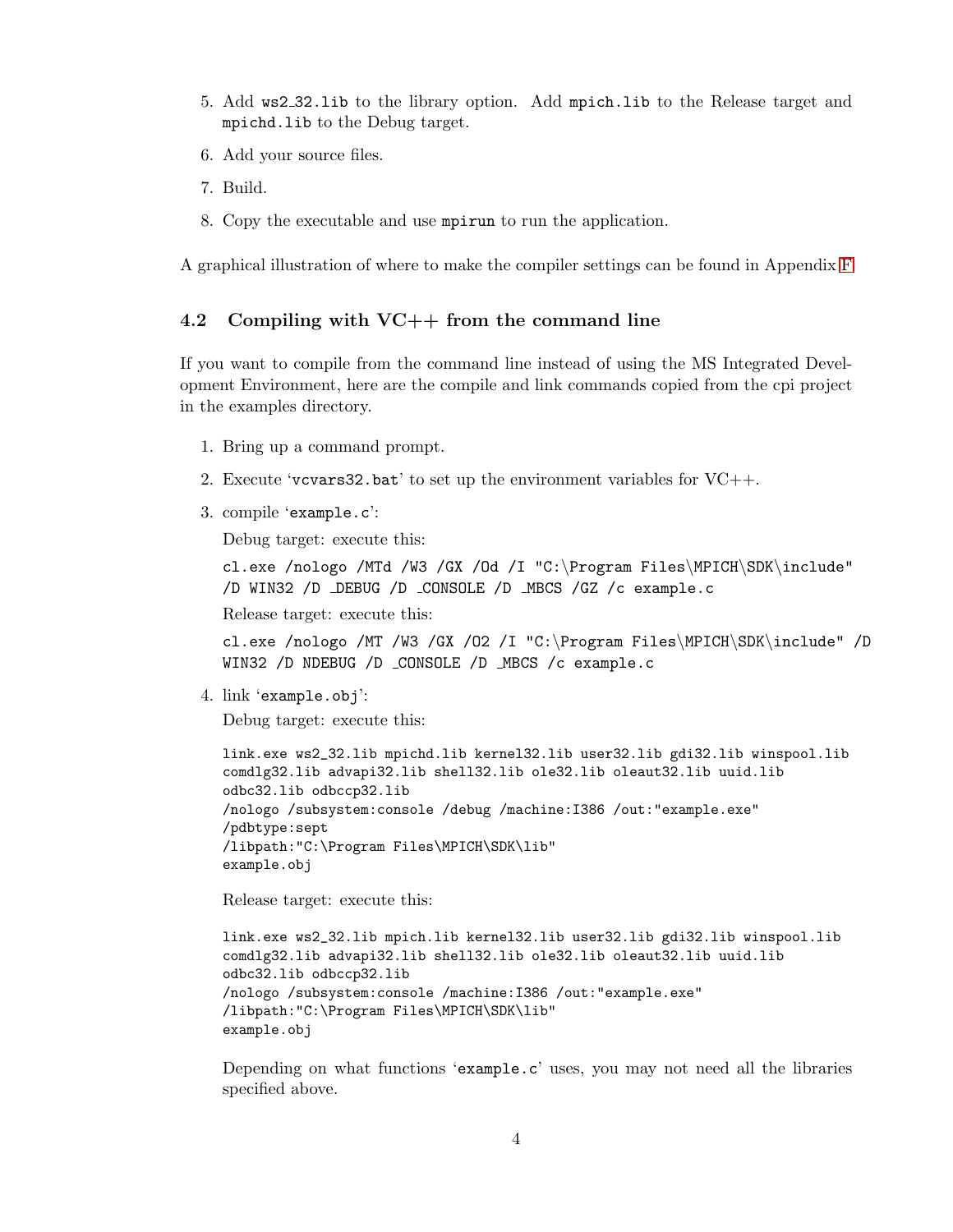5. Add ws2_32.lib to the library option. Add mpich.lib to the Release target and mpichd.lib to the Debug target.
6. Add your source files.
7. Build.
8. Copy the executable and use mpirun to run the application.

A graphical illustration of where to make the compiler settings can be found in Appendix F

### 4.2 Compiling with VC++ from the command line

If you want to compile from the command line instead of using the MS Integrated Development Environment, here are the compile and link commands copied from the cpi project in the examples directory.

1. Bring up a command prompt.
2. Execute 'vcvars32.bat' to set up the environment variables for VC++.
3. compile 'example.c':

   Debug target: execute this:

   ```
   cl.exe /nologo /MTd /W3 /GX /Od /I "C:\Program Files\MPICH\SDK\include"
   /D WIN32 /D _DEBUG /D _CONSOLE /D _MBCS /GZ /c example.c
   ```

   Release target: execute this:

   ```
   cl.exe /nologo /MT /W3 /GX /O2 /I "C:\Program Files\MPICH\SDK\include" /D
   WIN32 /D NDEBUG /D _CONSOLE /D _MBCS /c example.c
   ```

4. link 'example.obj':

   Debug target: execute this:

   ```
   link.exe ws2_32.lib mpichd.lib kernel32.lib user32.lib gdi32.lib winspool.lib
   comdlg32.lib advapi32.lib shell32.lib ole32.lib oleaut32.lib uuid.lib
   odbc32.lib odbccp32.lib
   /nologo /subsystem:console /debug /machine:I386 /out:"example.exe"
   /pdbtype:sept
   /libpath:"C:\Program Files\MPICH\SDK\lib"
   example.obj
   ```

   Release target: execute this:

   ```
   link.exe ws2_32.lib mpich.lib kernel32.lib user32.lib gdi32.lib winspool.lib
   comdlg32.lib advapi32.lib shell32.lib ole32.lib oleaut32.lib uuid.lib
   odbc32.lib odbccp32.lib
   /nologo /subsystem:console /machine:I386 /out:"example.exe"
   /libpath:"C:\Program Files\MPICH\SDK\lib"
   example.obj
   ```

   Depending on what functions 'example.c' uses, you may not need all the libraries specified above.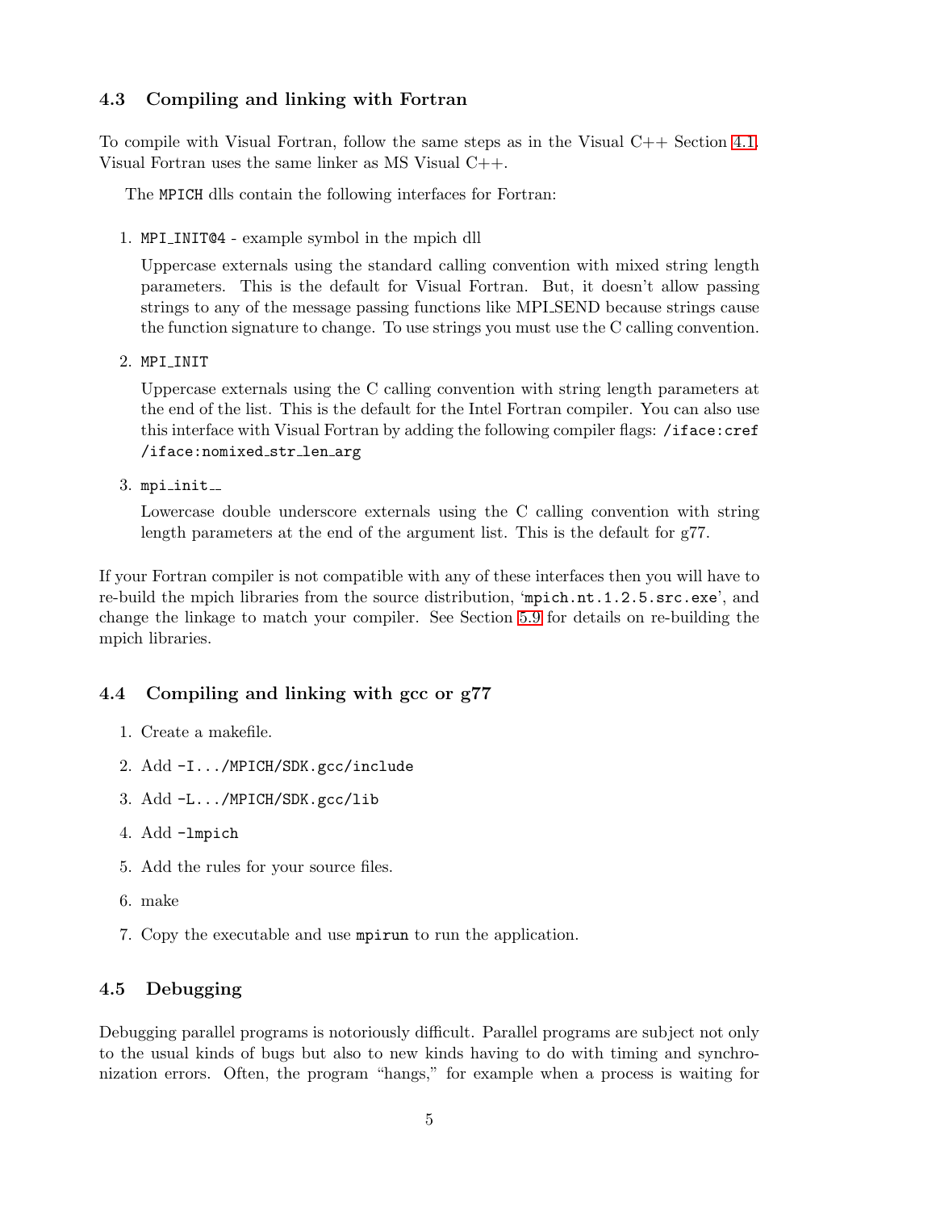### 4.3 Compiling and linking with Fortran

To compile with Visual Fortran, follow the same steps as in the Visual C++ Section 4.1. Visual Fortran uses the same linker as MS Visual C++.

The `MPICH` dlls contain the following interfaces for Fortran:

1. `MPI_INIT@4` - example symbol in the mpich dll

   Uppercase externals using the standard calling convention with mixed string length parameters. This is the default for Visual Fortran. But, it doesn't allow passing strings to any of the message passing functions like MPI_SEND because strings cause the function signature to change. To use strings you must use the C calling convention.

2. `MPI_INIT`

   Uppercase externals using the C calling convention with string length parameters at the end of the list. This is the default for the Intel Fortran compiler. You can also use this interface with Visual Fortran by adding the following compiler flags: `/iface:cref /iface:nomixed_str_len_arg`

3. `mpi_init__`

   Lowercase double underscore externals using the C calling convention with string length parameters at the end of the argument list. This is the default for g77.

If your Fortran compiler is not compatible with any of these interfaces then you will have to re-build the mpich libraries from the source distribution, '`mpich.nt.1.2.5.src.exe`', and change the linkage to match your compiler. See Section 5.9 for details on re-building the mpich libraries.

### 4.4 Compiling and linking with gcc or g77

1. Create a makefile.
2. Add `-I.../MPICH/SDK.gcc/include`
3. Add `-L.../MPICH/SDK.gcc/lib`
4. Add `-lmpich`
5. Add the rules for your source files.
6. make
7. Copy the executable and use `mpirun` to run the application.

### 4.5 Debugging

Debugging parallel programs is notoriously difficult. Parallel programs are subject not only to the usual kinds of bugs but also to new kinds having to do with timing and synchronization errors. Often, the program "hangs," for example when a process is waiting for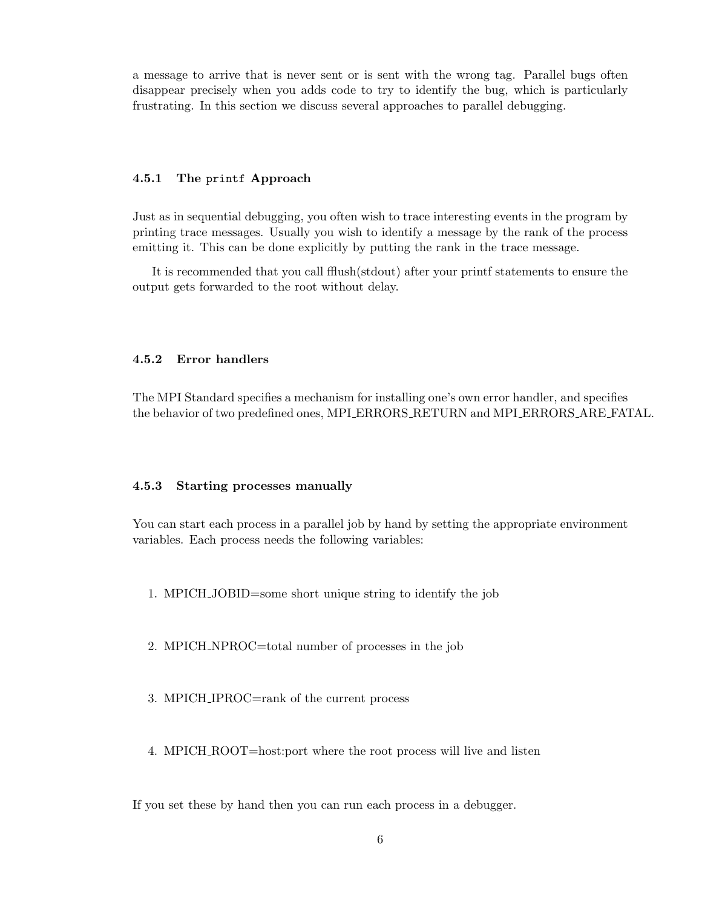a message to arrive that is never sent or is sent with the wrong tag. Parallel bugs often disappear precisely when you adds code to try to identify the bug, which is particularly frustrating. In this section we discuss several approaches to parallel debugging.

### 4.5.1 The `printf` Approach

Just as in sequential debugging, you often wish to trace interesting events in the program by printing trace messages. Usually you wish to identify a message by the rank of the process emitting it. This can be done explicitly by putting the rank in the trace message.

It is recommended that you call fflush(stdout) after your printf statements to ensure the output gets forwarded to the root without delay.

### 4.5.2 Error handlers

The MPI Standard specifies a mechanism for installing one's own error handler, and specifies the behavior of two predefined ones, MPI_ERRORS_RETURN and MPI_ERRORS_ARE_FATAL.

### 4.5.3 Starting processes manually

You can start each process in a parallel job by hand by setting the appropriate environment variables. Each process needs the following variables:

1. MPICH_JOBID=some short unique string to identify the job
2. MPICH_NPROC=total number of processes in the job
3. MPICH_IPROC=rank of the current process
4. MPICH_ROOT=host:port where the root process will live and listen

If you set these by hand then you can run each process in a debugger.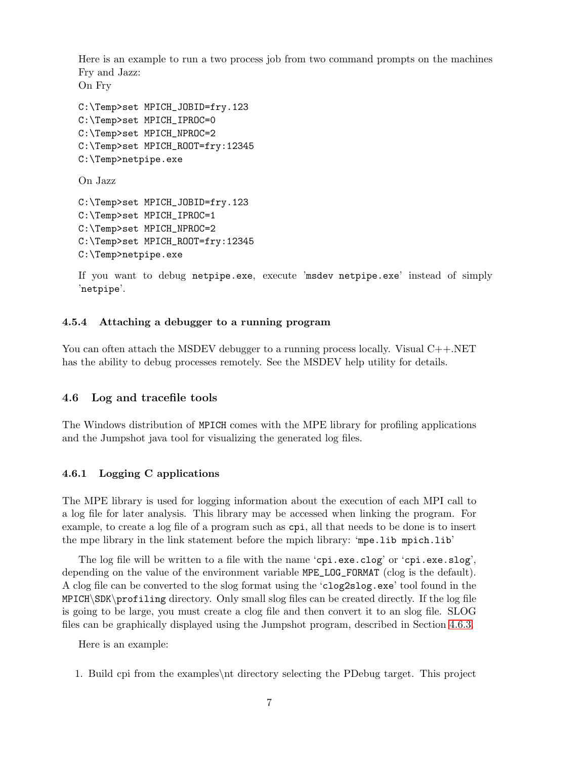Here is an example to run a two process job from two command prompts on the machines Fry and Jazz:
On Fry

```
C:\Temp>set MPICH_JOBID=fry.123
C:\Temp>set MPICH_IPROC=0
C:\Temp>set MPICH_NPROC=2
C:\Temp>set MPICH_ROOT=fry:12345
C:\Temp>netpipe.exe
```

On Jazz

```
C:\Temp>set MPICH_JOBID=fry.123
C:\Temp>set MPICH_IPROC=1
C:\Temp>set MPICH_NPROC=2
C:\Temp>set MPICH_ROOT=fry:12345
C:\Temp>netpipe.exe
```

If you want to debug `netpipe.exe`, execute '`msdev netpipe.exe`' instead of simply '`netpipe`'.

### 4.5.4 Attaching a debugger to a running program

You can often attach the MSDEV debugger to a running process locally. Visual C++.NET has the ability to debug processes remotely. See the MSDEV help utility for details.

## 4.6 Log and tracefile tools

The Windows distribution of `MPICH` comes with the MPE library for profiling applications and the Jumpshot java tool for visualizing the generated log files.

### 4.6.1 Logging C applications

The MPE library is used for logging information about the execution of each MPI call to a log file for later analysis. This library may be accessed when linking the program. For example, to create a log file of a program such as `cpi`, all that needs to be done is to insert the mpe library in the link statement before the mpich library: '`mpe.lib mpich.lib`'

The log file will be written to a file with the name '`cpi.exe.clog`' or '`cpi.exe.slog`', depending on the value of the environment variable `MPE_LOG_FORMAT` (clog is the default). A clog file can be converted to the slog format using the '`clog2slog.exe`' tool found in the `MPICH\SDK\profiling` directory. Only small slog files can be created directly. If the log file is going to be large, you must create a clog file and then convert it to an slog file. SLOG files can be graphically displayed using the Jumpshot program, described in Section 4.6.3.

Here is an example:

1. Build cpi from the examples\nt directory selecting the PDebug target. This project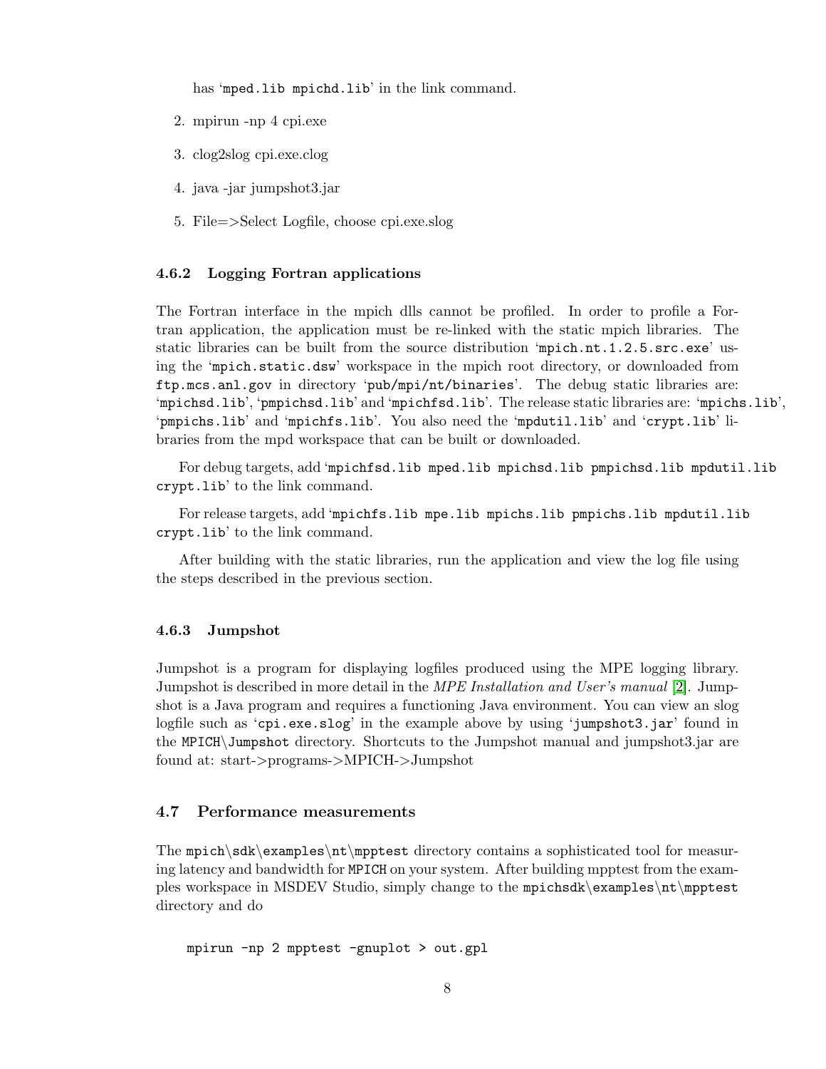has 'mped.lib mpichd.lib' in the link command.

2. mpirun -np 4 cpi.exe
3. clog2slog cpi.exe.clog
4. java -jar jumpshot3.jar
5. File=>Select Logfile, choose cpi.exe.slog

#### 4.6.2 Logging Fortran applications

The Fortran interface in the mpich dlls cannot be profiled. In order to profile a Fortran application, the application must be re-linked with the static mpich libraries. The static libraries can be built from the source distribution 'mpich.nt.1.2.5.src.exe' using the 'mpich.static.dsw' workspace in the mpich root directory, or downloaded from ftp.mcs.anl.gov in directory 'pub/mpi/nt/binaries'. The debug static libraries are: 'mpichsd.lib', 'pmpichsd.lib' and 'mpichfsd.lib'. The release static libraries are: 'mpichs.lib', 'pmpichs.lib' and 'mpichfs.lib'. You also need the 'mpdutil.lib' and 'crypt.lib' libraries from the mpd workspace that can be built or downloaded.

For debug targets, add 'mpichfsd.lib mped.lib mpichsd.lib pmpichsd.lib mpdutil.lib crypt.lib' to the link command.

For release targets, add 'mpichfs.lib mpe.lib mpichs.lib pmpichs.lib mpdutil.lib crypt.lib' to the link command.

After building with the static libraries, run the application and view the log file using the steps described in the previous section.

#### 4.6.3 Jumpshot

Jumpshot is a program for displaying logfiles produced using the MPE logging library. Jumpshot is described in more detail in the *MPE Installation and User's manual* [2]. Jumpshot is a Java program and requires a functioning Java environment. You can view an slog logfile such as 'cpi.exe.slog' in the example above by using 'jumpshot3.jar' found in the MPICH\Jumpshot directory. Shortcuts to the Jumpshot manual and jumpshot3.jar are found at: start->programs->MPICH->Jumpshot

### 4.7 Performance measurements

The mpich\sdk\examples\nt\mpptest directory contains a sophisticated tool for measuring latency and bandwidth for MPICH on your system. After building mpptest from the examples workspace in MSDEV Studio, simply change to the mpichsdk\examples\nt\mpptest directory and do

```
mpirun -np 2 mpptest -gnuplot > out.gpl
```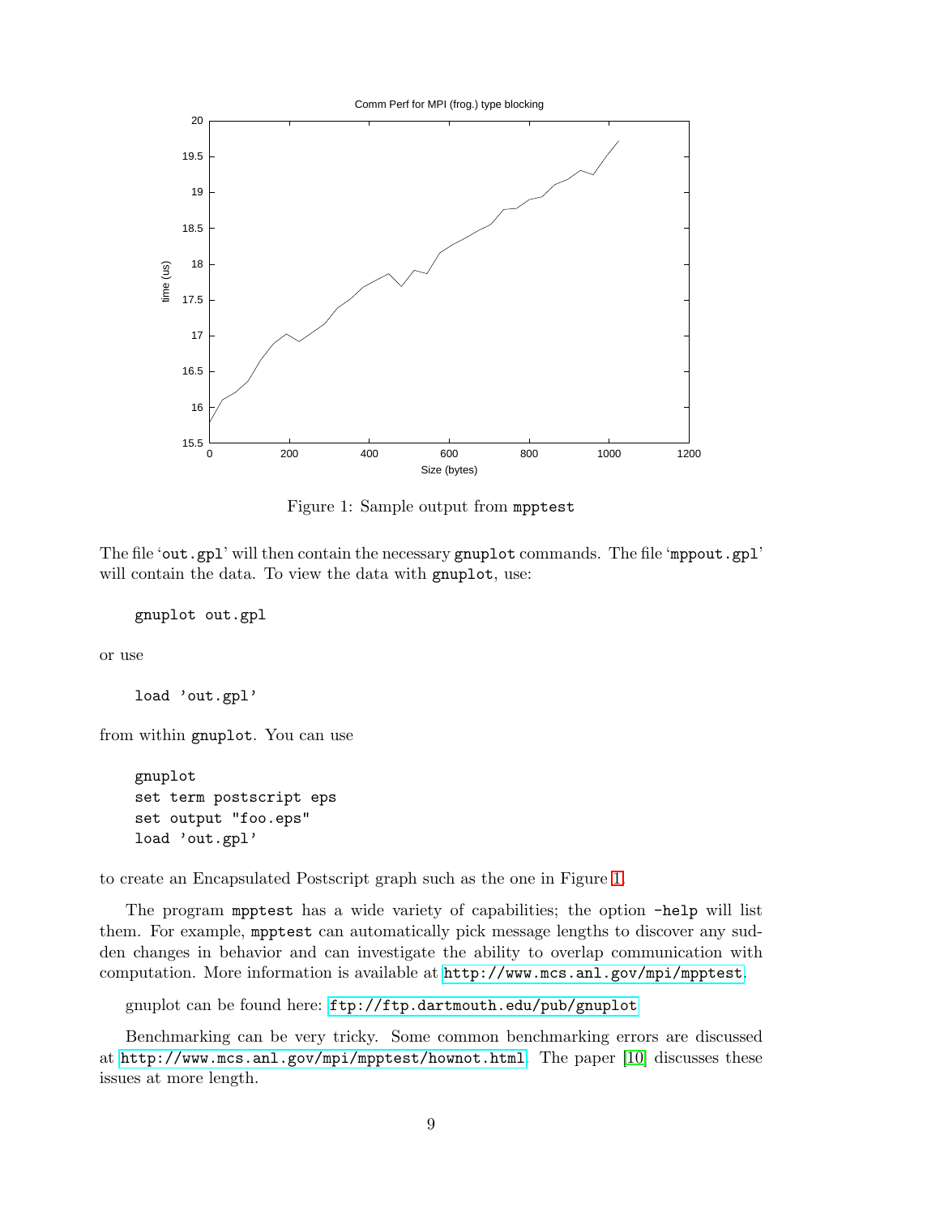Comm Perf for MPI (frog.) type blocking

Figure 1: Sample output from `mpptest`

The file '`out.gpl`' will then contain the necessary `gnuplot` commands. The file '`mppout.gpl`' will contain the data. To view the data with `gnuplot`, use:

```
gnuplot out.gpl
```

or use

```
load 'out.gpl'
```

from within `gnuplot`. You can use

```
gnuplot
set term postscript eps
set output "foo.eps"
load 'out.gpl'
```

to create an Encapsulated Postscript graph such as the one in Figure 1.

The program `mpptest` has a wide variety of capabilities; the option `-help` will list them. For example, `mpptest` can automatically pick message lengths to discover any sudden changes in behavior and can investigate the ability to overlap communication with computation. More information is available at `http://www.mcs.anl.gov/mpi/mpptest`.

gnuplot can be found here: `ftp://ftp.dartmouth.edu/pub/gnuplot`

Benchmarking can be very tricky. Some common benchmarking errors are discussed at `http://www.mcs.anl.gov/mpi/mpptest/hownot.html`. The paper [10] discusses these issues at more length.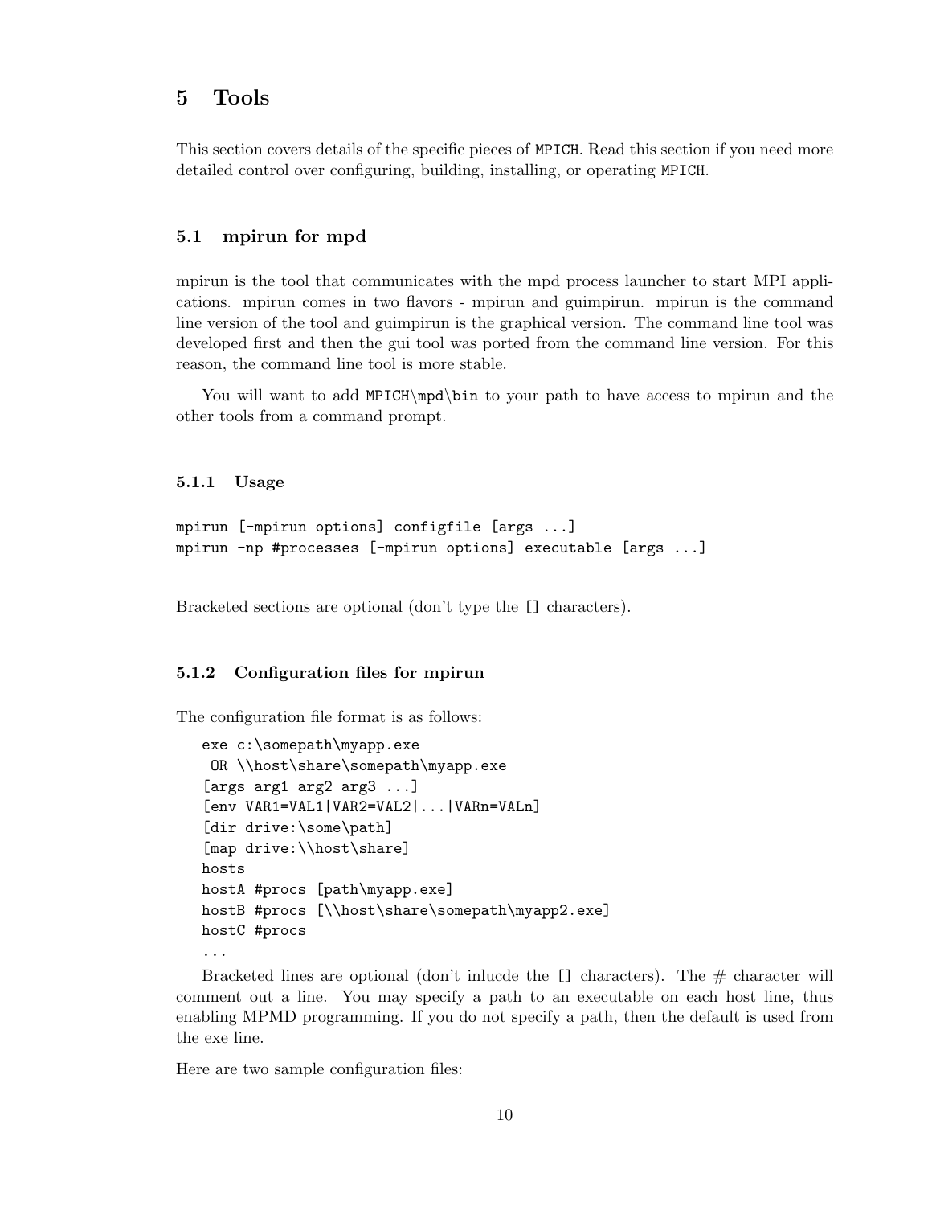# 5 Tools

This section covers details of the specific pieces of `MPICH`. Read this section if you need more detailed control over configuring, building, installing, or operating `MPICH`.

## 5.1 mpirun for mpd

mpirun is the tool that communicates with the mpd process launcher to start MPI applications. mpirun comes in two flavors - mpirun and guimpirun. mpirun is the command line version of the tool and guimpirun is the graphical version. The command line tool was developed first and then the gui tool was ported from the command line version. For this reason, the command line tool is more stable.

You will want to add `MPICH\mpd\bin` to your path to have access to mpirun and the other tools from a command prompt.

### 5.1.1 Usage

```
mpirun [-mpirun options] configfile [args ...]
mpirun -np #processes [-mpirun options] executable [args ...]
```

Bracketed sections are optional (don't type the `[]` characters).

### 5.1.2 Configuration files for mpirun

The configuration file format is as follows:

```
exe c:\somepath\myapp.exe
 OR \\host\share\somepath\myapp.exe
[args arg1 arg2 arg3 ...]
[env VAR1=VAL1|VAR2=VAL2|...|VARn=VALn]
[dir drive:\some\path]
[map drive:\\host\share]
hosts
hostA #procs [path\myapp.exe]
hostB #procs [\\host\share\somepath\myapp2.exe]
hostC #procs
...
```

Bracketed lines are optional (don't inlucde the `[]` characters). The # character will comment out a line. You may specify a path to an executable on each host line, thus enabling MPMD programming. If you do not specify a path, then the default is used from the exe line.

Here are two sample configuration files: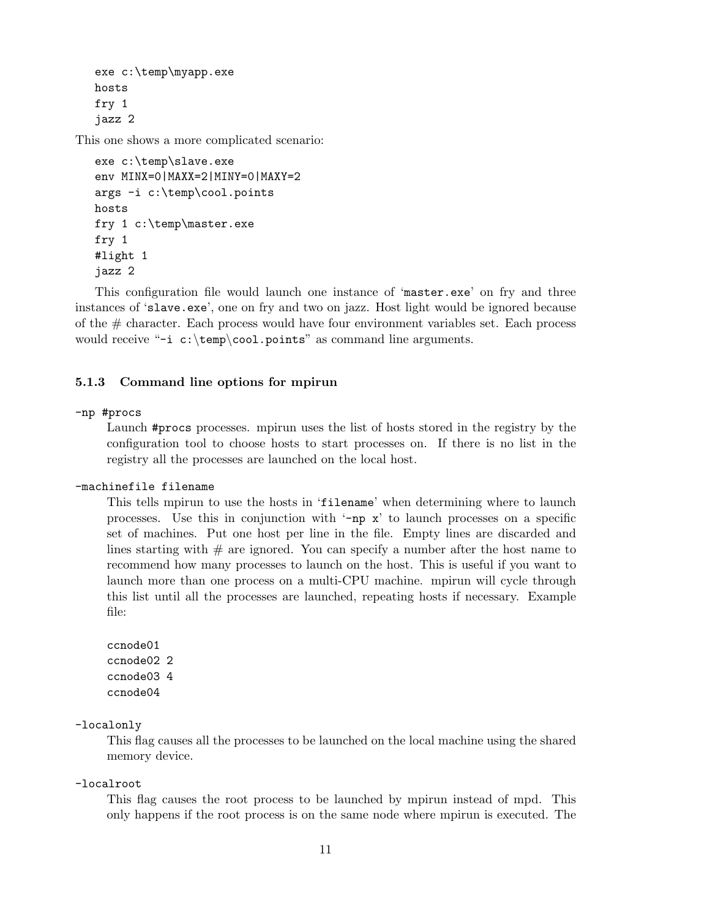```
exe c:\temp\myapp.exe
hosts
fry 1
jazz 2
```

This one shows a more complicated scenario:

```
exe c:\temp\slave.exe
env MINX=0|MAXX=2|MINY=0|MAXY=2
args -i c:\temp\cool.points
hosts
fry 1 c:\temp\master.exe
fry 1
#light 1
jazz 2
```

This configuration file would launch one instance of 'master.exe' on fry and three instances of 'slave.exe', one on fry and two on jazz. Host light would be ignored because of the # character. Each process would have four environment variables set. Each process would receive "-i c:\temp\cool.points" as command line arguments.

### 5.1.3 Command line options for mpirun

`-np #procs`

Launch `#procs` processes. mpirun uses the list of hosts stored in the registry by the configuration tool to choose hosts to start processes on. If there is no list in the registry all the processes are launched on the local host.

`-machinefile filename`

This tells mpirun to use the hosts in 'filename' when determining where to launch processes. Use this in conjunction with '-np x' to launch processes on a specific set of machines. Put one host per line in the file. Empty lines are discarded and lines starting with # are ignored. You can specify a number after the host name to recommend how many processes to launch on the host. This is useful if you want to launch more than one process on a multi-CPU machine. mpirun will cycle through this list until all the processes are launched, repeating hosts if necessary. Example file:

```
ccnode01
ccnode02 2
ccnode03 4
ccnode04
```

`-localonly`

This flag causes all the processes to be launched on the local machine using the shared memory device.

`-localroot`

This flag causes the root process to be launched by mpirun instead of mpd. This only happens if the root process is on the same node where mpirun is executed. The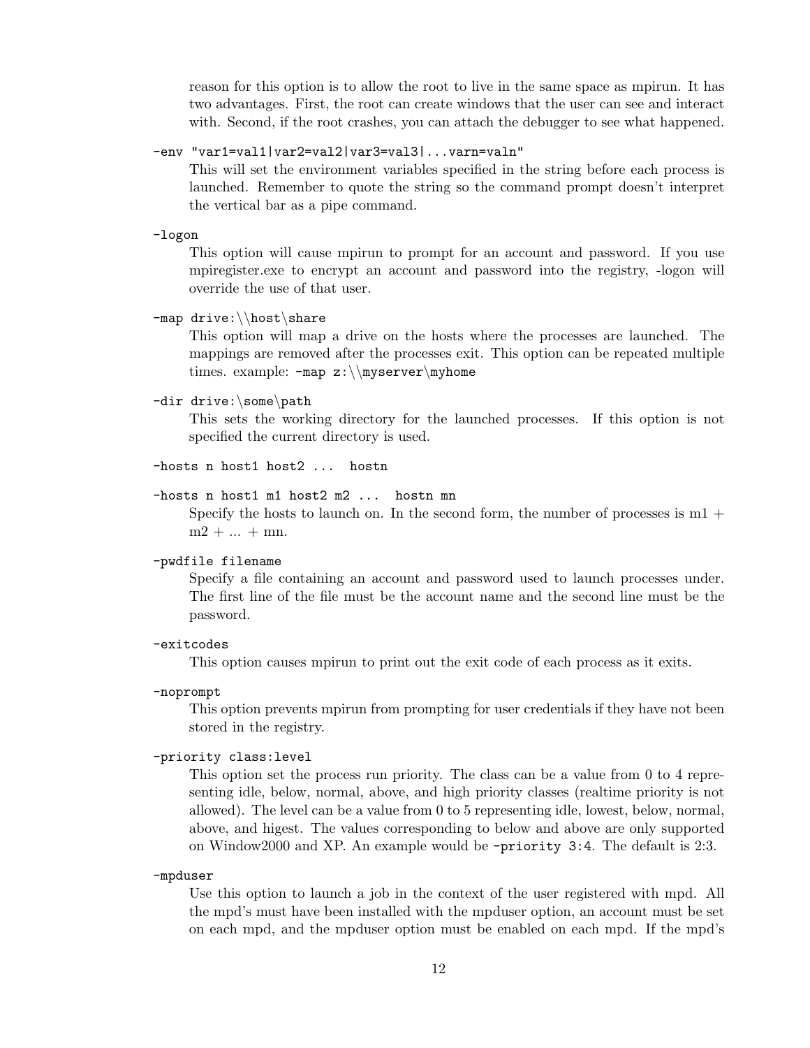reason for this option is to allow the root to live in the same space as mpirun. It has two advantages. First, the root can create windows that the user can see and interact with. Second, if the root crashes, you can attach the debugger to see what happened.

`-env "var1=val1|var2=val2|var3=val3|...varn=valn"`

This will set the environment variables specified in the string before each process is launched. Remember to quote the string so the command prompt doesn't interpret the vertical bar as a pipe command.

`-logon`

This option will cause mpirun to prompt for an account and password. If you use mpiregister.exe to encrypt an account and password into the registry, -logon will override the use of that user.

`-map drive:\\host\share`

This option will map a drive on the hosts where the processes are launched. The mappings are removed after the processes exit. This option can be repeated multiple times. example: `-map z:\\myserver\myhome`

`-dir drive:\some\path`

This sets the working directory for the launched processes. If this option is not specified the current directory is used.

`-hosts n host1 host2 ... hostn`

`-hosts n host1 m1 host2 m2 ... hostn mn`

Specify the hosts to launch on. In the second form, the number of processes is m1 + m2 + ... + mn.

`-pwdfile filename`

Specify a file containing an account and password used to launch processes under. The first line of the file must be the account name and the second line must be the password.

`-exitcodes`

This option causes mpirun to print out the exit code of each process as it exits.

`-noprompt`

This option prevents mpirun from prompting for user credentials if they have not been stored in the registry.

`-priority class:level`

This option set the process run priority. The class can be a value from 0 to 4 representing idle, below, normal, above, and high priority classes (realtime priority is not allowed). The level can be a value from 0 to 5 representing idle, lowest, below, normal, above, and higest. The values corresponding to below and above are only supported on Window2000 and XP. An example would be `-priority 3:4`. The default is 2:3.

`-mpduser`

Use this option to launch a job in the context of the user registered with mpd. All the mpd's must have been installed with the mpduser option, an account must be set on each mpd, and the mpduser option must be enabled on each mpd. If the mpd's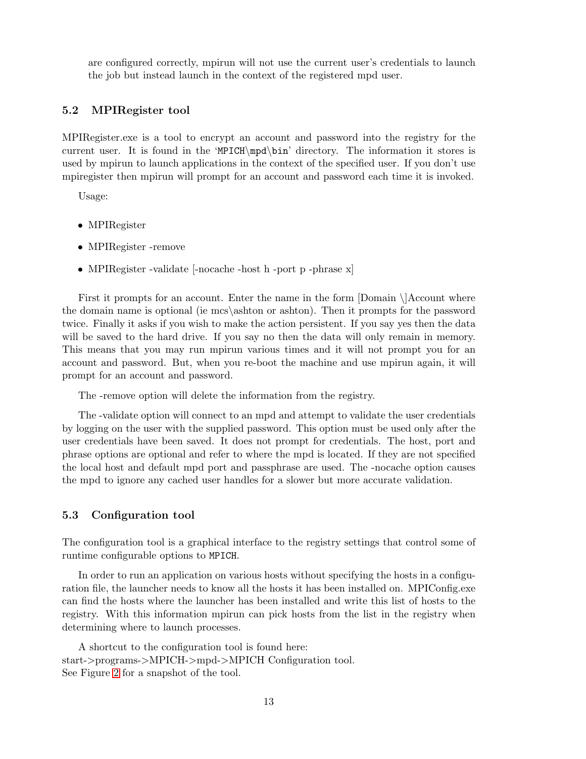are configured correctly, mpirun will not use the current user's credentials to launch the job but instead launch in the context of the registered mpd user.

### 5.2 MPIRegister tool

MPIRegister.exe is a tool to encrypt an account and password into the registry for the current user. It is found in the 'MPICH\mpd\bin' directory. The information it stores is used by mpirun to launch applications in the context of the specified user. If you don't use mpiregister then mpirun will prompt for an account and password each time it is invoked.

Usage:

- MPIRegister
- MPIRegister -remove
- MPIRegister -validate [-nocache -host h -port p -phrase x]

First it prompts for an account. Enter the name in the form [Domain \]Account where the domain name is optional (ie mcs\ashton or ashton). Then it prompts for the password twice. Finally it asks if you wish to make the action persistent. If you say yes then the data will be saved to the hard drive. If you say no then the data will only remain in memory. This means that you may run mpirun various times and it will not prompt you for an account and password. But, when you re-boot the machine and use mpirun again, it will prompt for an account and password.

The -remove option will delete the information from the registry.

The -validate option will connect to an mpd and attempt to validate the user credentials by logging on the user with the supplied password. This option must be used only after the user credentials have been saved. It does not prompt for credentials. The host, port and phrase options are optional and refer to where the mpd is located. If they are not specified the local host and default mpd port and passphrase are used. The -nocache option causes the mpd to ignore any cached user handles for a slower but more accurate validation.

### 5.3 Configuration tool

The configuration tool is a graphical interface to the registry settings that control some of runtime configurable options to MPICH.

In order to run an application on various hosts without specifying the hosts in a configuration file, the launcher needs to know all the hosts it has been installed on. MPIConfig.exe can find the hosts where the launcher has been installed and write this list of hosts to the registry. With this information mpirun can pick hosts from the list in the registry when determining where to launch processes.

A shortcut to the configuration tool is found here:
start->programs->MPICH->mpd->MPICH Configuration tool.
See Figure 2 for a snapshot of the tool.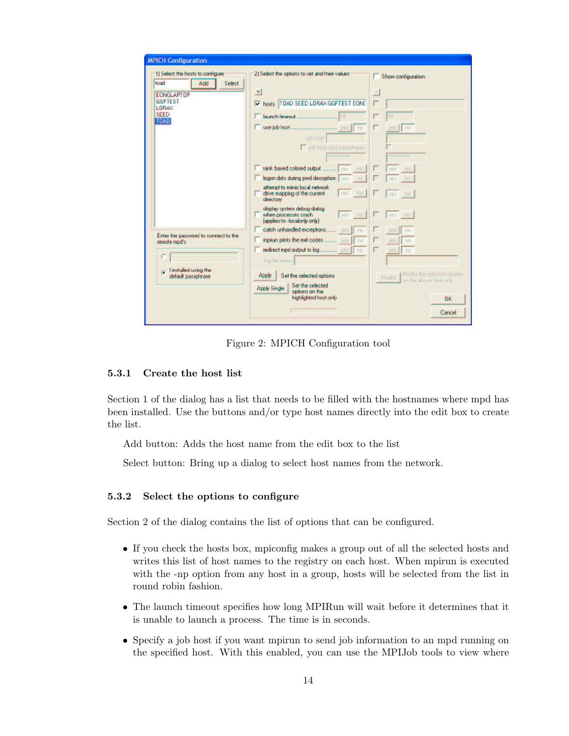Figure 2: MPICH Configuration tool

### 5.3.1 Create the host list

Section 1 of the dialog has a list that needs to be filled with the hostnames where mpd has been installed. Use the buttons and/or type host names directly into the edit box to create the list.

Add button: Adds the host name from the edit box to the list

Select button: Bring up a dialog to select host names from the network.

### 5.3.2 Select the options to configure

Section 2 of the dialog contains the list of options that can be configured.

- If you check the hosts box, mpiconfig makes a group out of all the selected hosts and writes this list of host names to the registry on each host. When mpirun is executed with the -np option from any host in a group, hosts will be selected from the list in round robin fashion.
- The launch timeout specifies how long MPIRun will wait before it determines that it is unable to launch a process. The time is in seconds.
- Specify a job host if you want mpirun to send job information to an mpd running on the specified host. With this enabled, you can use the MPIJob tools to view where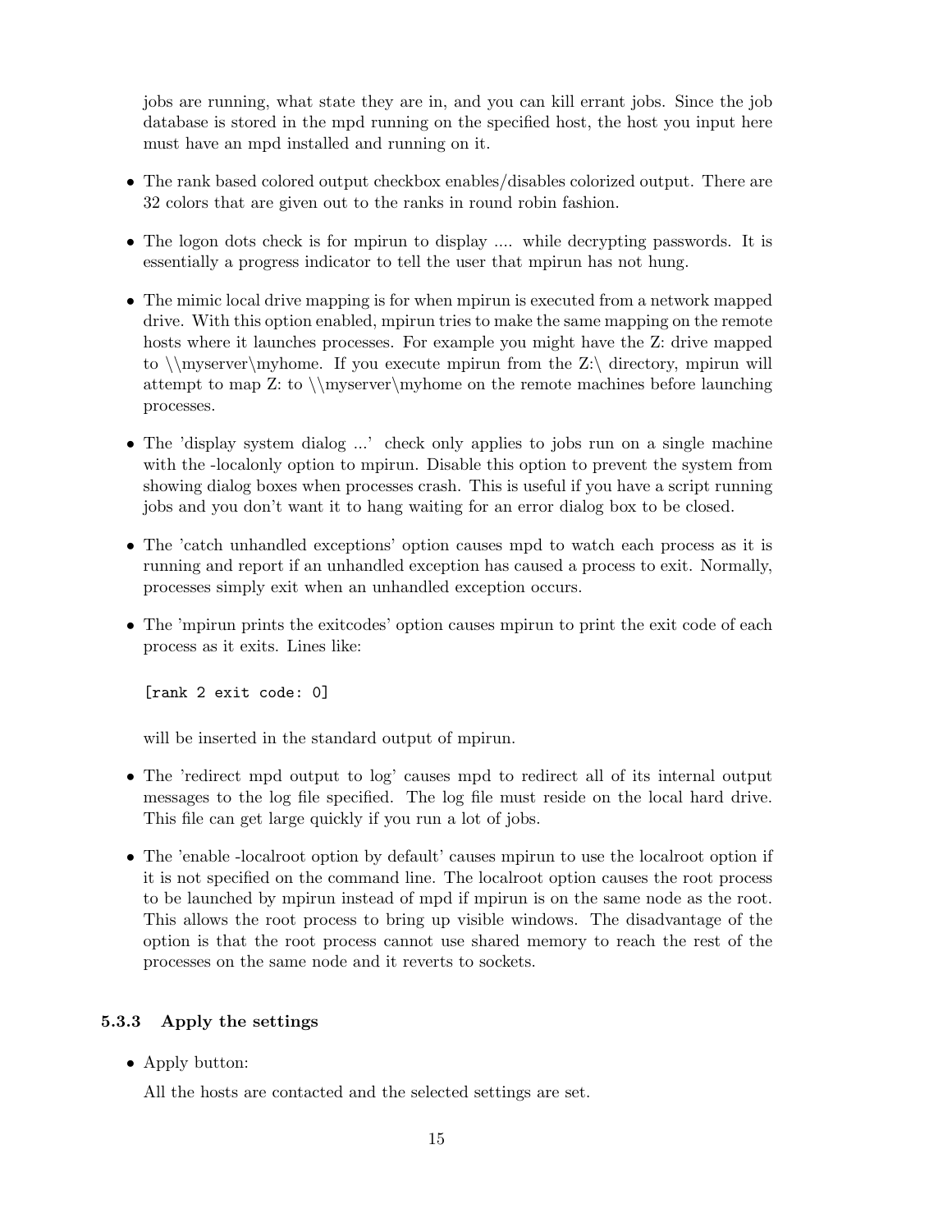jobs are running, what state they are in, and you can kill errant jobs. Since the job database is stored in the mpd running on the specified host, the host you input here must have an mpd installed and running on it.

- The rank based colored output checkbox enables/disables colorized output. There are 32 colors that are given out to the ranks in round robin fashion.
- The logon dots check is for mpirun to display .... while decrypting passwords. It is essentially a progress indicator to tell the user that mpirun has not hung.
- The mimic local drive mapping is for when mpirun is executed from a network mapped drive. With this option enabled, mpirun tries to make the same mapping on the remote hosts where it launches processes. For example you might have the Z: drive mapped to \\myserver\myhome. If you execute mpirun from the Z:\ directory, mpirun will attempt to map Z: to \\myserver\myhome on the remote machines before launching processes.
- The 'display system dialog ...' check only applies to jobs run on a single machine with the -localonly option to mpirun. Disable this option to prevent the system from showing dialog boxes when processes crash. This is useful if you have a script running jobs and you don't want it to hang waiting for an error dialog box to be closed.
- The 'catch unhandled exceptions' option causes mpd to watch each process as it is running and report if an unhandled exception has caused a process to exit. Normally, processes simply exit when an unhandled exception occurs.
- The 'mpirun prints the exitcodes' option causes mpirun to print the exit code of each process as it exits. Lines like:

  ```
  [rank 2 exit code: 0]
  ```

  will be inserted in the standard output of mpirun.
- The 'redirect mpd output to log' causes mpd to redirect all of its internal output messages to the log file specified. The log file must reside on the local hard drive. This file can get large quickly if you run a lot of jobs.
- The 'enable -localroot option by default' causes mpirun to use the localroot option if it is not specified on the command line. The localroot option causes the root process to be launched by mpirun instead of mpd if mpirun is on the same node as the root. This allows the root process to bring up visible windows. The disadvantage of the option is that the root process cannot use shared memory to reach the rest of the processes on the same node and it reverts to sockets.

### 5.3.3 Apply the settings

- Apply button:

  All the hosts are contacted and the selected settings are set.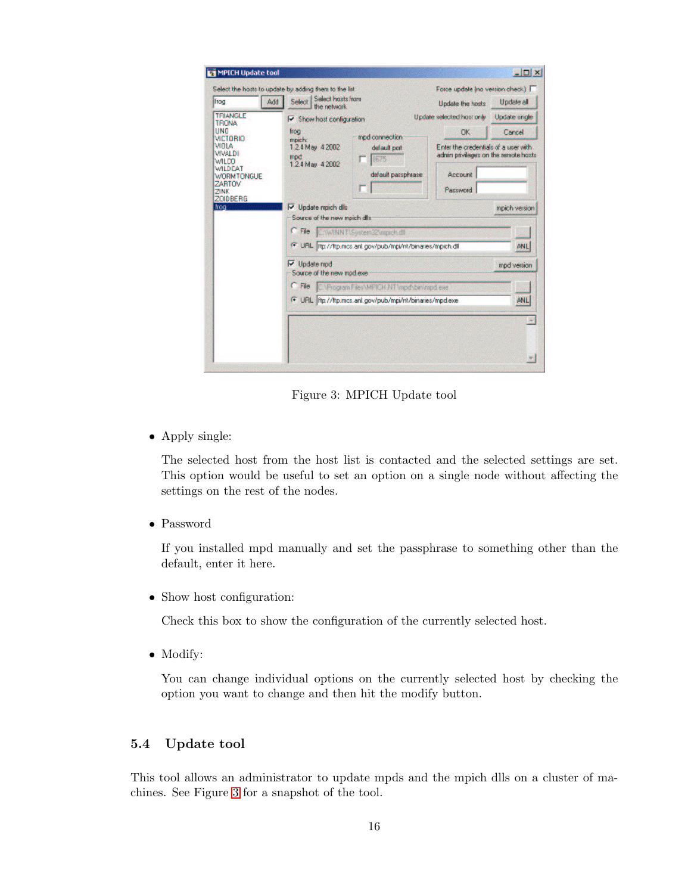Figure 3: MPICH Update tool

- Apply single:

  The selected host from the host list is contacted and the selected settings are set. This option would be useful to set an option on a single node without affecting the settings on the rest of the nodes.

- Password

  If you installed mpd manually and set the passphrase to something other than the default, enter it here.

- Show host configuration:

  Check this box to show the configuration of the currently selected host.

- Modify:

  You can change individual options on the currently selected host by checking the option you want to change and then hit the modify button.

## 5.4 Update tool

This tool allows an administrator to update mpds and the mpich dlls on a cluster of machines. See Figure 3 for a snapshot of the tool.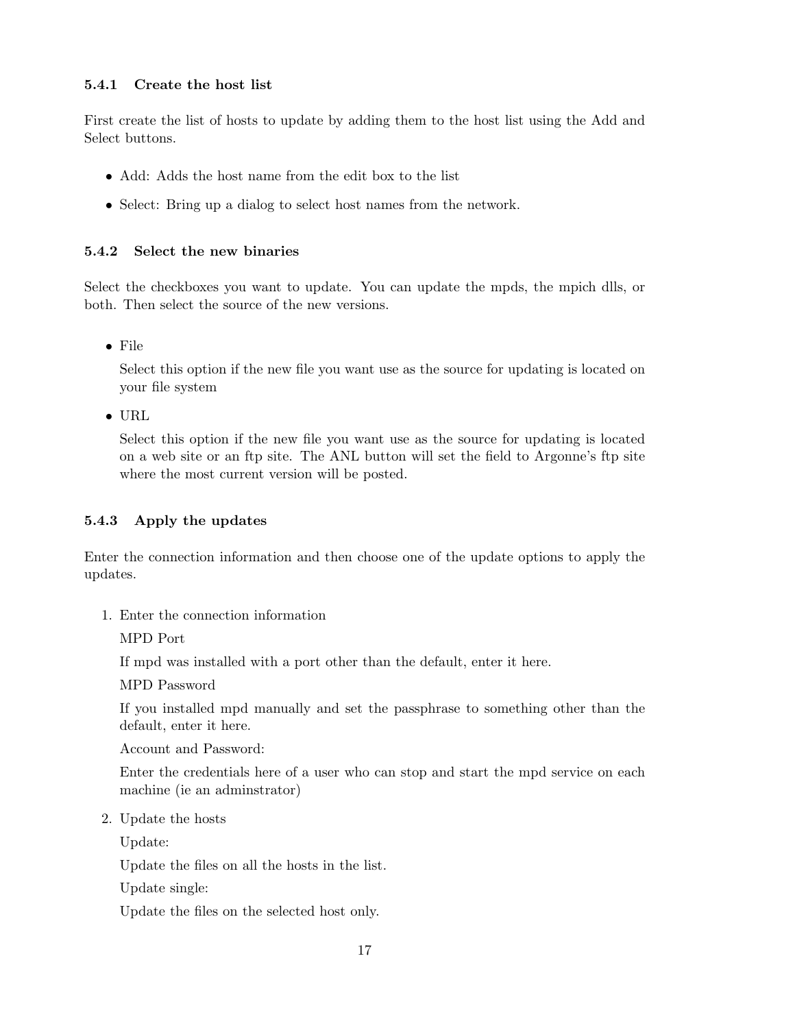#### 5.4.1 Create the host list

First create the list of hosts to update by adding them to the host list using the Add and Select buttons.

- Add: Adds the host name from the edit box to the list
- Select: Bring up a dialog to select host names from the network.

#### 5.4.2 Select the new binaries

Select the checkboxes you want to update. You can update the mpds, the mpich dlls, or both. Then select the source of the new versions.

- File

  Select this option if the new file you want use as the source for updating is located on your file system

- URL

  Select this option if the new file you want use as the source for updating is located on a web site or an ftp site. The ANL button will set the field to Argonne's ftp site where the most current version will be posted.

#### 5.4.3 Apply the updates

Enter the connection information and then choose one of the update options to apply the updates.

1. Enter the connection information

   MPD Port

   If mpd was installed with a port other than the default, enter it here.

   MPD Password

   If you installed mpd manually and set the passphrase to something other than the default, enter it here.

   Account and Password:

   Enter the credentials here of a user who can stop and start the mpd service on each machine (ie an adminstrator)

2. Update the hosts

   Update:

   Update the files on all the hosts in the list.

   Update single:

   Update the files on the selected host only.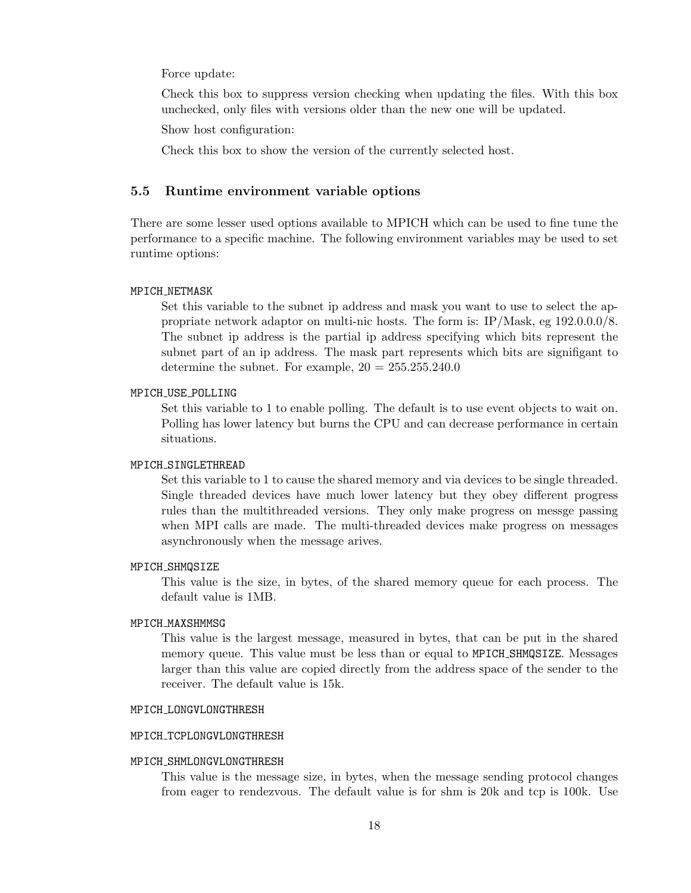Force update:

Check this box to suppress version checking when updating the files. With this box unchecked, only files with versions older than the new one will be updated.

Show host configuration:

Check this box to show the version of the currently selected host.

## 5.5 Runtime environment variable options

There are some lesser used options available to MPICH which can be used to fine tune the performance to a specific machine. The following environment variables may be used to set runtime options:

`MPICH_NETMASK`

Set this variable to the subnet ip address and mask you want to use to select the appropriate network adaptor on multi-nic hosts. The form is: IP/Mask, eg 192.0.0.0/8. The subnet ip address is the partial ip address specifying which bits represent the subnet part of an ip address. The mask part represents which bits are signifigant to determine the subnet. For example, 20 = 255.255.240.0

`MPICH_USE_POLLING`

Set this variable to 1 to enable polling. The default is to use event objects to wait on. Polling has lower latency but burns the CPU and can decrease performance in certain situations.

`MPICH_SINGLETHREAD`

Set this variable to 1 to cause the shared memory and via devices to be single threaded. Single threaded devices have much lower latency but they obey different progress rules than the multithreaded versions. They only make progress on messge passing when MPI calls are made. The multi-threaded devices make progress on messages asynchronously when the message arives.

`MPICH_SHMQSIZE`

This value is the size, in bytes, of the shared memory queue for each process. The default value is 1MB.

`MPICH_MAXSHMMSG`

This value is the largest message, measured in bytes, that can be put in the shared memory queue. This value must be less than or equal to `MPICH_SHMQSIZE`. Messages larger than this value are copied directly from the address space of the sender to the receiver. The default value is 15k.

`MPICH_LONGVLONGTHRESH`

`MPICH_TCPLONGVLONGTHRESH`

`MPICH_SHMLONGVLONGTHRESH`

This value is the message size, in bytes, when the message sending protocol changes from eager to rendezvous. The default value is for shm is 20k and tcp is 100k. Use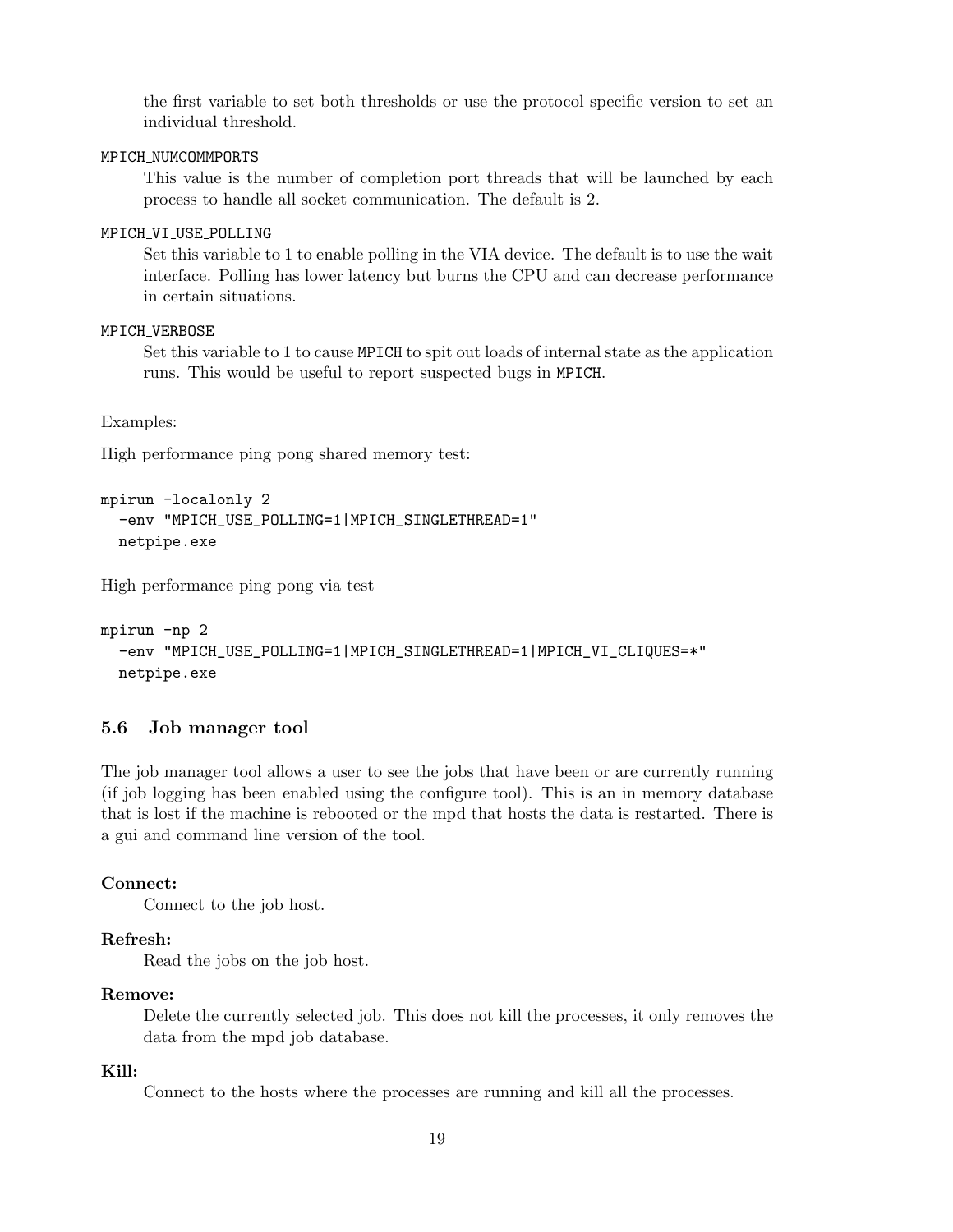the first variable to set both thresholds or use the protocol specific version to set an individual threshold.

MPICH_NUMCOMMPORTS

This value is the number of completion port threads that will be launched by each process to handle all socket communication. The default is 2.

MPICH_VI_USE_POLLING

Set this variable to 1 to enable polling in the VIA device. The default is to use the wait interface. Polling has lower latency but burns the CPU and can decrease performance in certain situations.

MPICH_VERBOSE

Set this variable to 1 to cause MPICH to spit out loads of internal state as the application runs. This would be useful to report suspected bugs in MPICH.

Examples:

High performance ping pong shared memory test:

```
mpirun -localonly 2
  -env "MPICH_USE_POLLING=1|MPICH_SINGLETHREAD=1"
  netpipe.exe
```

High performance ping pong via test

```
mpirun -np 2
  -env "MPICH_USE_POLLING=1|MPICH_SINGLETHREAD=1|MPICH_VI_CLIQUES=*"
  netpipe.exe
```

### 5.6 Job manager tool

The job manager tool allows a user to see the jobs that have been or are currently running (if job logging has been enabled using the configure tool). This is an in memory database that is lost if the machine is rebooted or the mpd that hosts the data is restarted. There is a gui and command line version of the tool.

**Connect:**

Connect to the job host.

**Refresh:**

Read the jobs on the job host.

**Remove:**

Delete the currently selected job. This does not kill the processes, it only removes the data from the mpd job database.

**Kill:**

Connect to the hosts where the processes are running and kill all the processes.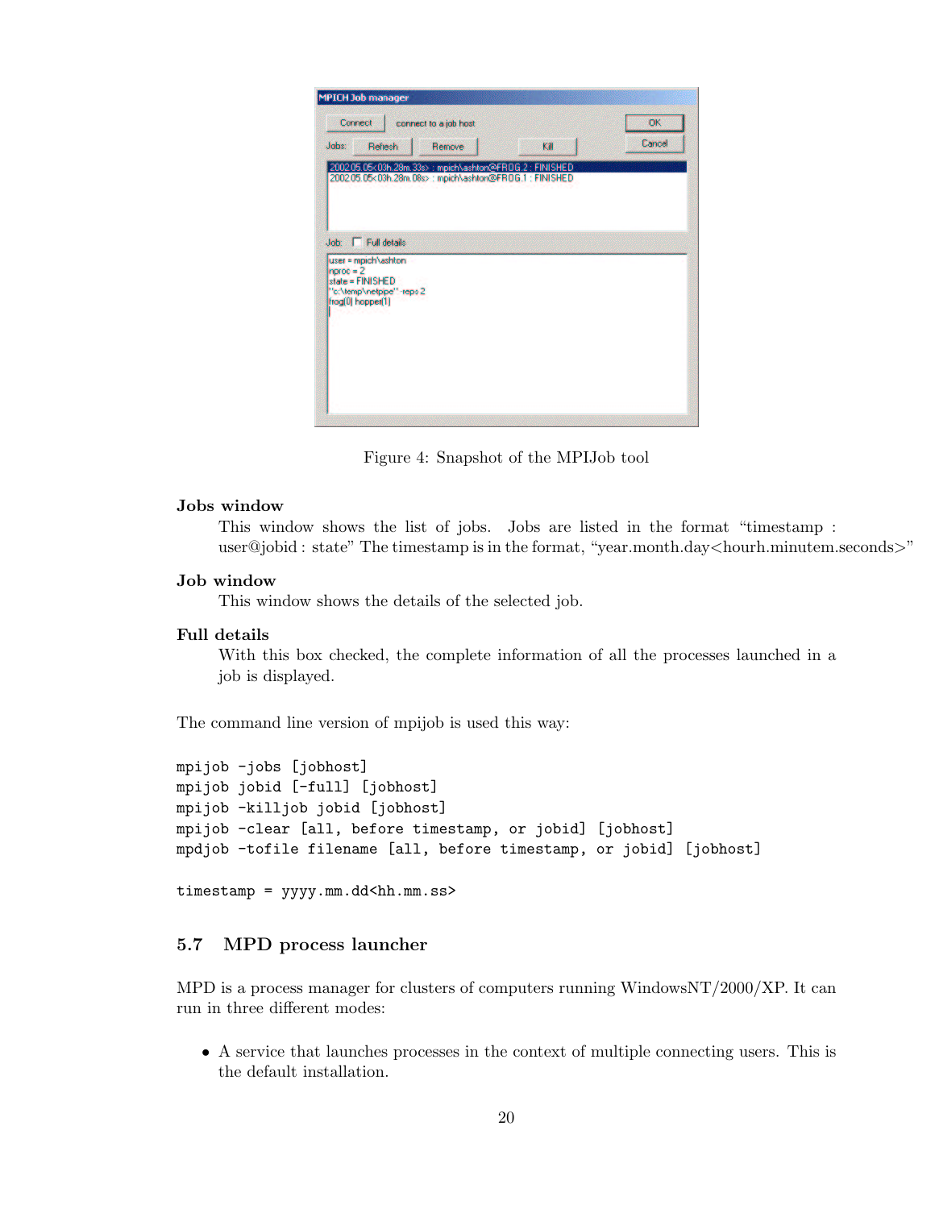Figure 4: Snapshot of the MPIJob tool

**Jobs window**

This window shows the list of jobs. Jobs are listed in the format "timestamp : user@jobid : state" The timestamp is in the format, "year.month.day<hourh.minutem.seconds>"

**Job window**

This window shows the details of the selected job.

**Full details**

With this box checked, the complete information of all the processes launched in a job is displayed.

The command line version of mpijob is used this way:

```
mpijob -jobs [jobhost]
mpijob jobid [-full] [jobhost]
mpijob -killjob jobid [jobhost]
mpijob -clear [all, before timestamp, or jobid] [jobhost]
mpdjob -tofile filename [all, before timestamp, or jobid] [jobhost]

timestamp = yyyy.mm.dd<hh.mm.ss>
```

### 5.7 MPD process launcher

MPD is a process manager for clusters of computers running WindowsNT/2000/XP. It can run in three different modes:

- A service that launches processes in the context of multiple connecting users. This is the default installation.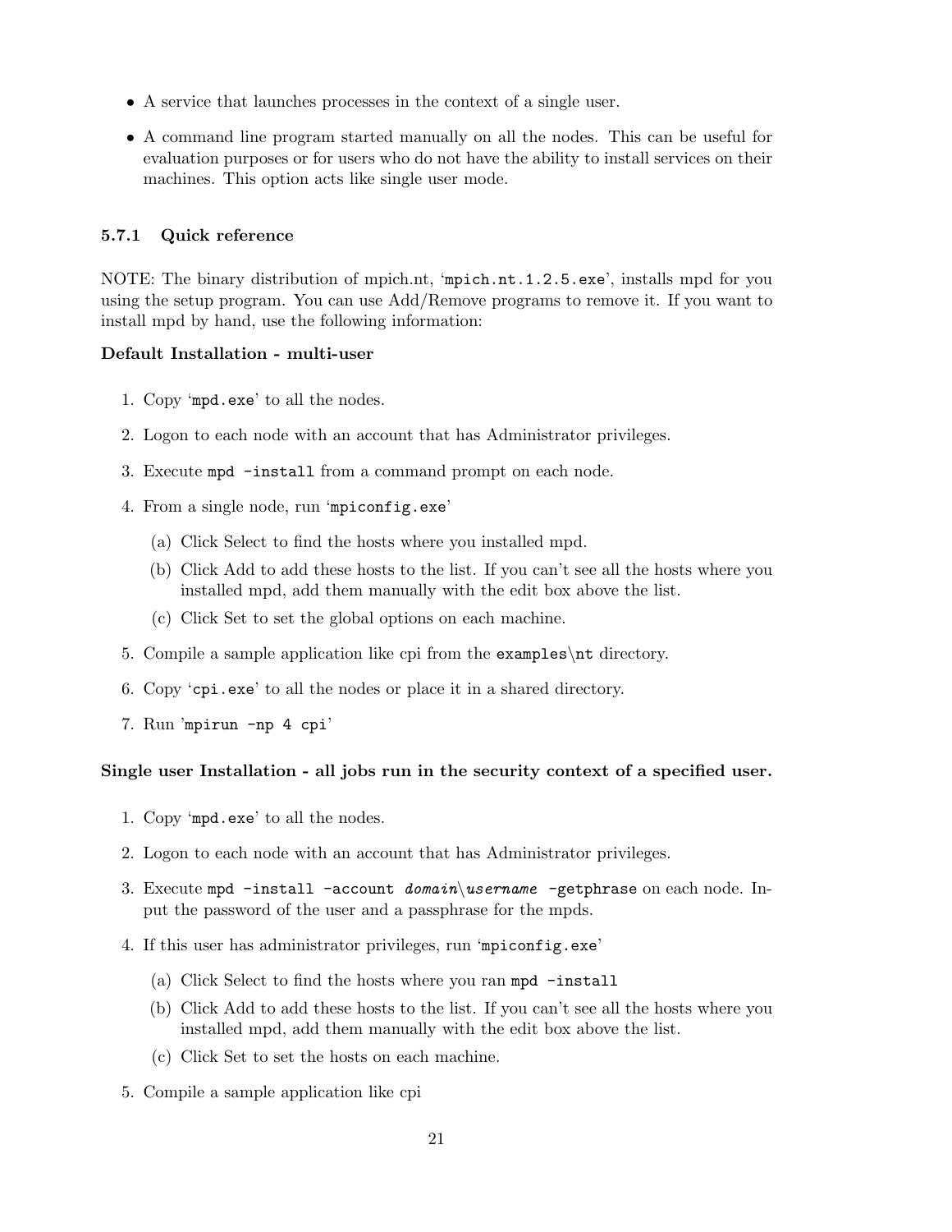- A service that launches processes in the context of a single user.
- A command line program started manually on all the nodes. This can be useful for evaluation purposes or for users who do not have the ability to install services on their machines. This option acts like single user mode.

### 5.7.1 Quick reference

NOTE: The binary distribution of mpich.nt, 'mpich.nt.1.2.5.exe', installs mpd for you using the setup program. You can use Add/Remove programs to remove it. If you want to install mpd by hand, use the following information:

**Default Installation - multi-user**

1. Copy 'mpd.exe' to all the nodes.
2. Logon to each node with an account that has Administrator privileges.
3. Execute `mpd -install` from a command prompt on each node.
4. From a single node, run 'mpiconfig.exe'
   (a) Click Select to find the hosts where you installed mpd.
   (b) Click Add to add these hosts to the list. If you can't see all the hosts where you installed mpd, add them manually with the edit box above the list.
   (c) Click Set to set the global options on each machine.
5. Compile a sample application like cpi from the `examples\nt` directory.
6. Copy 'cpi.exe' to all the nodes or place it in a shared directory.
7. Run 'mpirun -np 4 cpi'

**Single user Installation - all jobs run in the security context of a specified user.**

1. Copy 'mpd.exe' to all the nodes.
2. Logon to each node with an account that has Administrator privileges.
3. Execute `mpd -install -account` *domain\username* `-getphrase` on each node. Input the password of the user and a passphrase for the mpds.
4. If this user has administrator privileges, run 'mpiconfig.exe'
   (a) Click Select to find the hosts where you ran `mpd -install`
   (b) Click Add to add these hosts to the list. If you can't see all the hosts where you installed mpd, add them manually with the edit box above the list.
   (c) Click Set to set the hosts on each machine.
5. Compile a sample application like cpi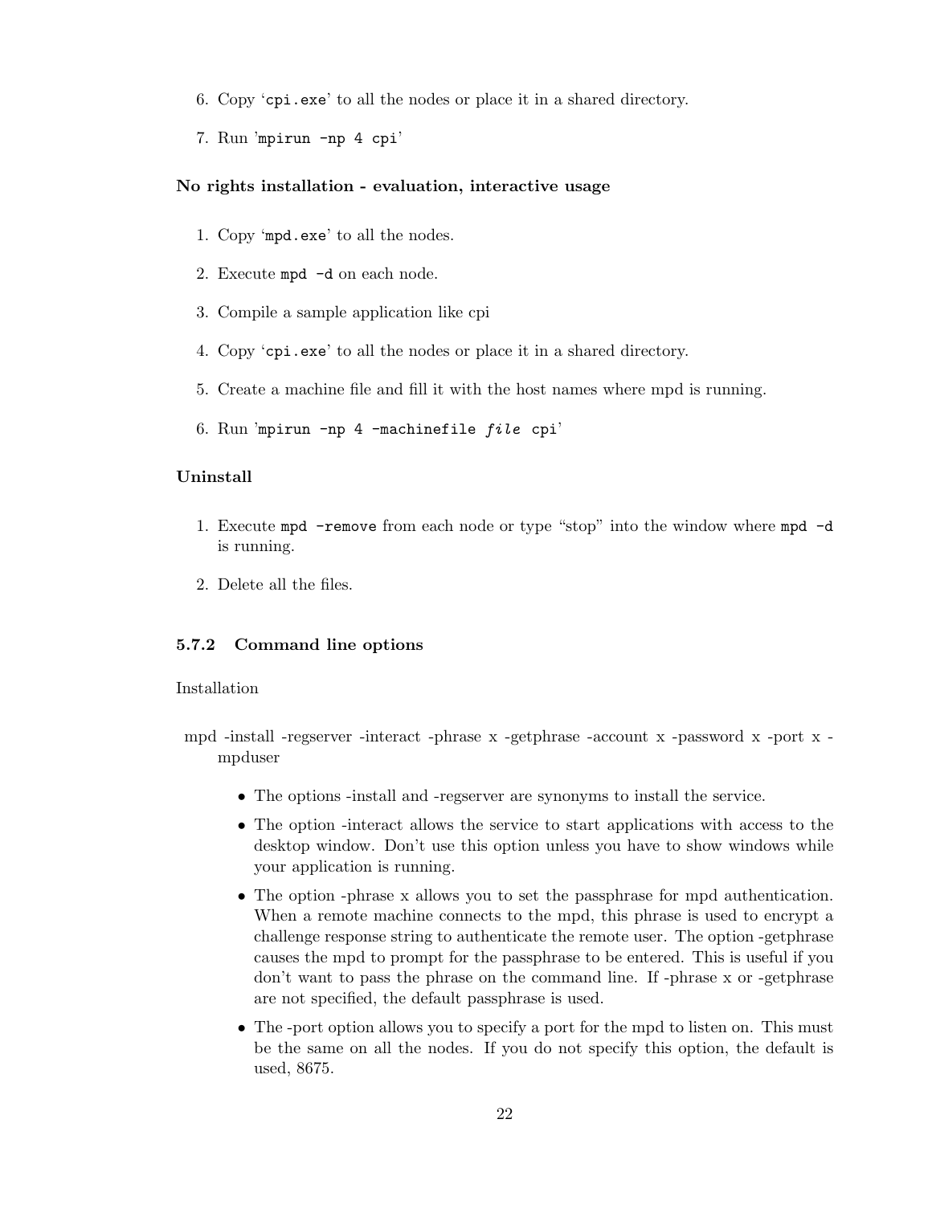6. Copy '`cpi.exe`' to all the nodes or place it in a shared directory.

7. Run '`mpirun -np 4 cpi`'

**No rights installation - evaluation, interactive usage**

1. Copy '`mpd.exe`' to all the nodes.

2. Execute `mpd -d` on each node.

3. Compile a sample application like cpi

4. Copy '`cpi.exe`' to all the nodes or place it in a shared directory.

5. Create a machine file and fill it with the host names where mpd is running.

6. Run '`mpirun -np 4 -machinefile` *file* `cpi`'

**Uninstall**

1. Execute `mpd -remove` from each node or type "stop" into the window where `mpd -d` is running.

2. Delete all the files.

### 5.7.2 Command line options

Installation

mpd -install -regserver -interact -phrase x -getphrase -account x -password x -port x -mpduser

- The options -install and -regserver are synonyms to install the service.
- The option -interact allows the service to start applications with access to the desktop window. Don't use this option unless you have to show windows while your application is running.
- The option -phrase x allows you to set the passphrase for mpd authentication. When a remote machine connects to the mpd, this phrase is used to encrypt a challenge response string to authenticate the remote user. The option -getphrase causes the mpd to prompt for the passphrase to be entered. This is useful if you don't want to pass the phrase on the command line. If -phrase x or -getphrase are not specified, the default passphrase is used.
- The -port option allows you to specify a port for the mpd to listen on. This must be the same on all the nodes. If you do not specify this option, the default is used, 8675.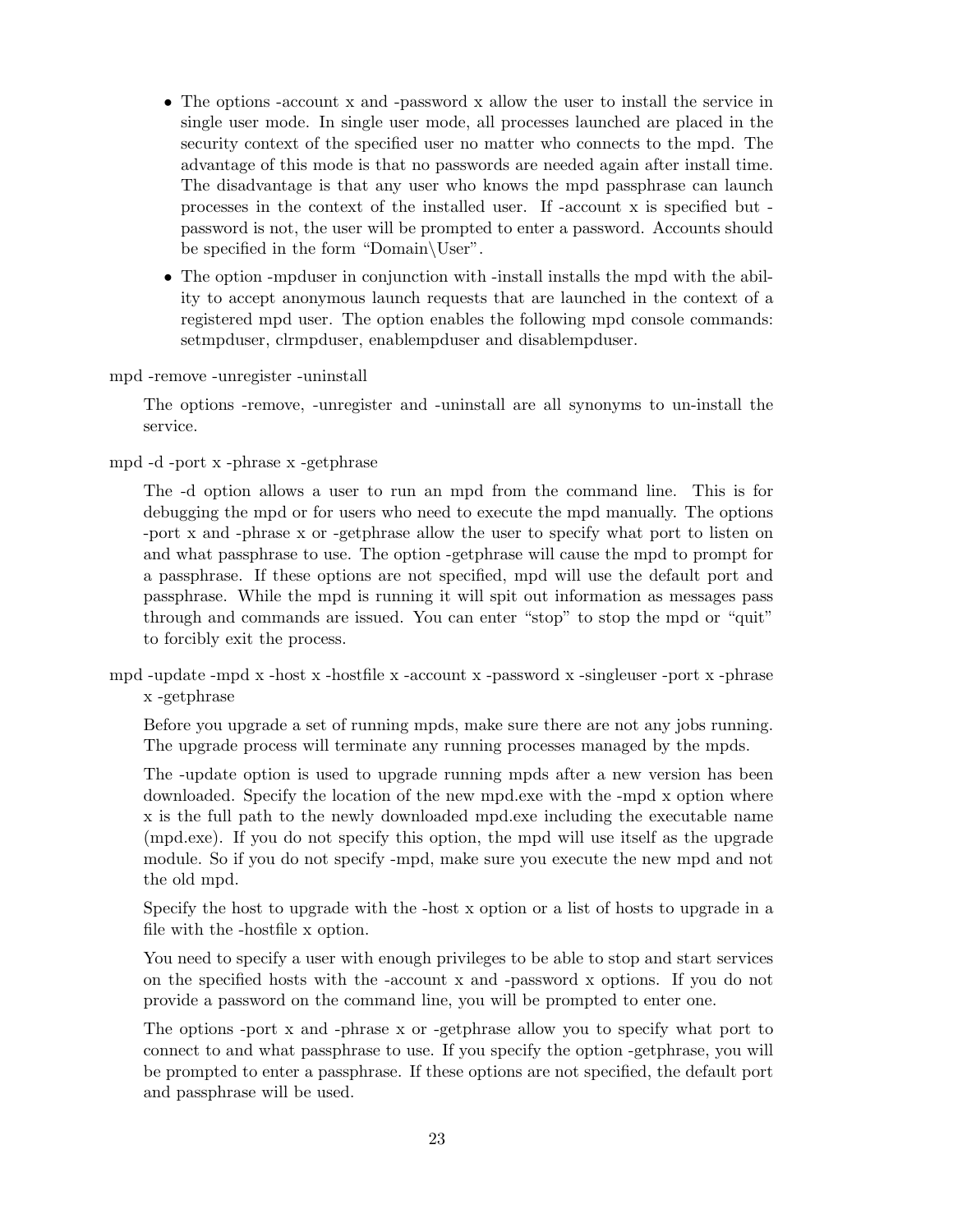- The options -account x and -password x allow the user to install the service in single user mode. In single user mode, all processes launched are placed in the security context of the specified user no matter who connects to the mpd. The advantage of this mode is that no passwords are needed again after install time. The disadvantage is that any user who knows the mpd passphrase can launch processes in the context of the installed user. If -account x is specified but -password is not, the user will be prompted to enter a password. Accounts should be specified in the form "Domain\User".
- The option -mpduser in conjunction with -install installs the mpd with the ability to accept anonymous launch requests that are launched in the context of a registered mpd user. The option enables the following mpd console commands: setmpduser, clrmpduser, enablempduser and disablempduser.

mpd -remove -unregister -uninstall

The options -remove, -unregister and -uninstall are all synonyms to un-install the service.

mpd -d -port x -phrase x -getphrase

The -d option allows a user to run an mpd from the command line. This is for debugging the mpd or for users who need to execute the mpd manually. The options -port x and -phrase x or -getphrase allow the user to specify what port to listen on and what passphrase to use. The option -getphrase will cause the mpd to prompt for a passphrase. If these options are not specified, mpd will use the default port and passphrase. While the mpd is running it will spit out information as messages pass through and commands are issued. You can enter "stop" to stop the mpd or "quit" to forcibly exit the process.

mpd -update -mpd x -host x -hostfile x -account x -password x -singleuser -port x -phrase x -getphrase

Before you upgrade a set of running mpds, make sure there are not any jobs running. The upgrade process will terminate any running processes managed by the mpds.

The -update option is used to upgrade running mpds after a new version has been downloaded. Specify the location of the new mpd.exe with the -mpd x option where x is the full path to the newly downloaded mpd.exe including the executable name (mpd.exe). If you do not specify this option, the mpd will use itself as the upgrade module. So if you do not specify -mpd, make sure you execute the new mpd and not the old mpd.

Specify the host to upgrade with the -host x option or a list of hosts to upgrade in a file with the -hostfile x option.

You need to specify a user with enough privileges to be able to stop and start services on the specified hosts with the -account x and -password x options. If you do not provide a password on the command line, you will be prompted to enter one.

The options -port x and -phrase x or -getphrase allow you to specify what port to connect to and what passphrase to use. If you specify the option -getphrase, you will be prompted to enter a passphrase. If these options are not specified, the default port and passphrase will be used.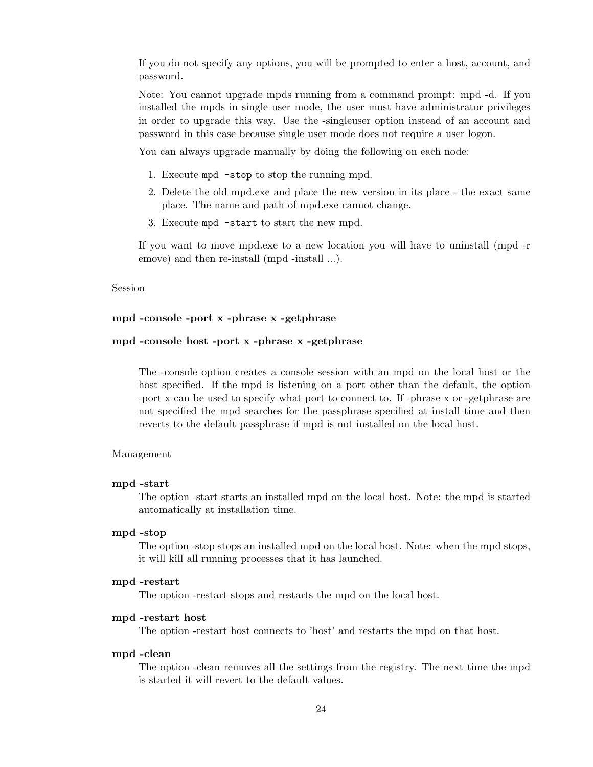If you do not specify any options, you will be prompted to enter a host, account, and password.

Note: You cannot upgrade mpds running from a command prompt: mpd -d. If you installed the mpds in single user mode, the user must have administrator privileges in order to upgrade this way. Use the -singleuser option instead of an account and password in this case because single user mode does not require a user logon.

You can always upgrade manually by doing the following on each node:

1. Execute `mpd -stop` to stop the running mpd.
2. Delete the old mpd.exe and place the new version in its place - the exact same place. The name and path of mpd.exe cannot change.
3. Execute `mpd -start` to start the new mpd.

If you want to move mpd.exe to a new location you will have to uninstall (mpd -remove) and then re-install (mpd -install ...).

Session

**mpd -console -port x -phrase x -getphrase**

**mpd -console host -port x -phrase x -getphrase**

The -console option creates a console session with an mpd on the local host or the host specified. If the mpd is listening on a port other than the default, the option -port x can be used to specify what port to connect to. If -phrase x or -getphrase are not specified the mpd searches for the passphrase specified at install time and then reverts to the default passphrase if mpd is not installed on the local host.

Management

**mpd -start**
The option -start starts an installed mpd on the local host. Note: the mpd is started automatically at installation time.

**mpd -stop**
The option -stop stops an installed mpd on the local host. Note: when the mpd stops, it will kill all running processes that it has launched.

**mpd -restart**
The option -restart stops and restarts the mpd on the local host.

**mpd -restart host**
The option -restart host connects to 'host' and restarts the mpd on that host.

**mpd -clean**
The option -clean removes all the settings from the registry. The next time the mpd is started it will revert to the default values.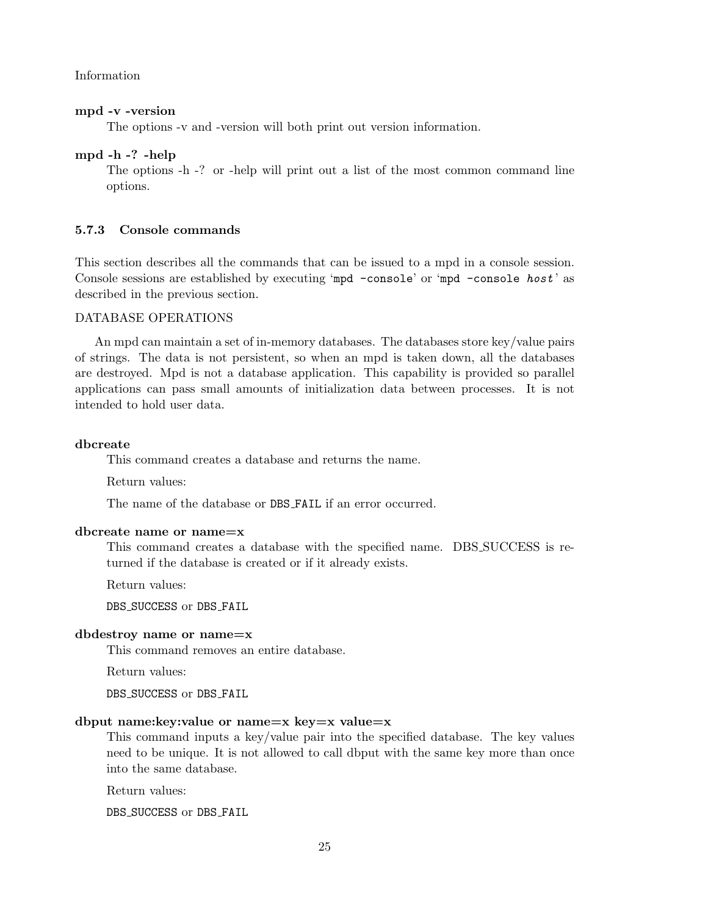Information

**mpd -v -version**

The options -v and -version will both print out version information.

**mpd -h -? -help**

The options -h -? or -help will print out a list of the most common command line options.

### 5.7.3 Console commands

This section describes all the commands that can be issued to a mpd in a console session. Console sessions are established by executing '`mpd -console`' or '`mpd -console` *`host`*' as described in the previous section.

DATABASE OPERATIONS

An mpd can maintain a set of in-memory databases. The databases store key/value pairs of strings. The data is not persistent, so when an mpd is taken down, all the databases are destroyed. Mpd is not a database application. This capability is provided so parallel applications can pass small amounts of initialization data between processes. It is not intended to hold user data.

**dbcreate**

This command creates a database and returns the name.

Return values:

The name of the database or `DBS_FAIL` if an error occurred.

**dbcreate name or name=x**

This command creates a database with the specified name. DBS_SUCCESS is returned if the database is created or if it already exists.

Return values:

`DBS_SUCCESS` or `DBS_FAIL`

**dbdestroy name or name=x**

This command removes an entire database.

Return values:

`DBS_SUCCESS` or `DBS_FAIL`

**dbput name:key:value or name=x key=x value=x**

This command inputs a key/value pair into the specified database. The key values need to be unique. It is not allowed to call dbput with the same key more than once into the same database.

Return values:

`DBS_SUCCESS` or `DBS_FAIL`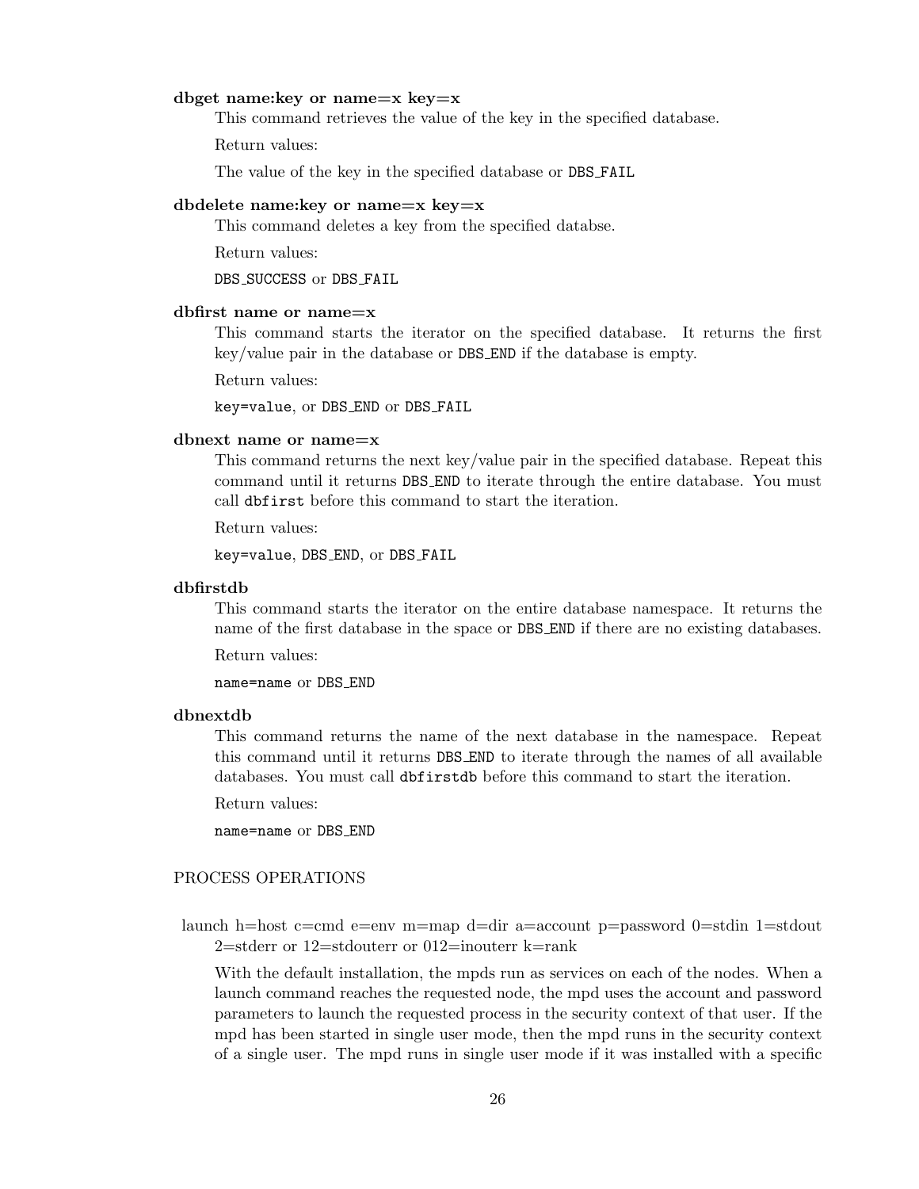**dbget name:key or name=x key=x**

This command retrieves the value of the key in the specified database.

Return values:

The value of the key in the specified database or `DBS_FAIL`

**dbdelete name:key or name=x key=x**

This command deletes a key from the specified databse.

Return values:

`DBS_SUCCESS` or `DBS_FAIL`

**dbfirst name or name=x**

This command starts the iterator on the specified database. It returns the first key/value pair in the database or `DBS_END` if the database is empty.

Return values:

`key=value`, or `DBS_END` or `DBS_FAIL`

**dbnext name or name=x**

This command returns the next key/value pair in the specified database. Repeat this command until it returns `DBS_END` to iterate through the entire database. You must call `dbfirst` before this command to start the iteration.

Return values:

`key=value`, `DBS_END`, or `DBS_FAIL`

**dbfirstdb**

This command starts the iterator on the entire database namespace. It returns the name of the first database in the space or `DBS_END` if there are no existing databases.

Return values:

`name=name` or `DBS_END`

**dbnextdb**

This command returns the name of the next database in the namespace. Repeat this command until it returns `DBS_END` to iterate through the names of all available databases. You must call `dbfirstdb` before this command to start the iteration.

Return values:

`name=name` or `DBS_END`

PROCESS OPERATIONS

launch h=host c=cmd e=env m=map d=dir a=account p=password 0=stdin 1=stdout 2=stderr or 12=stdouterr or 012=inouterr k=rank

With the default installation, the mpds run as services on each of the nodes. When a launch command reaches the requested node, the mpd uses the account and password parameters to launch the requested process in the security context of that user. If the mpd has been started in single user mode, then the mpd runs in the security context of a single user. The mpd runs in single user mode if it was installed with a specific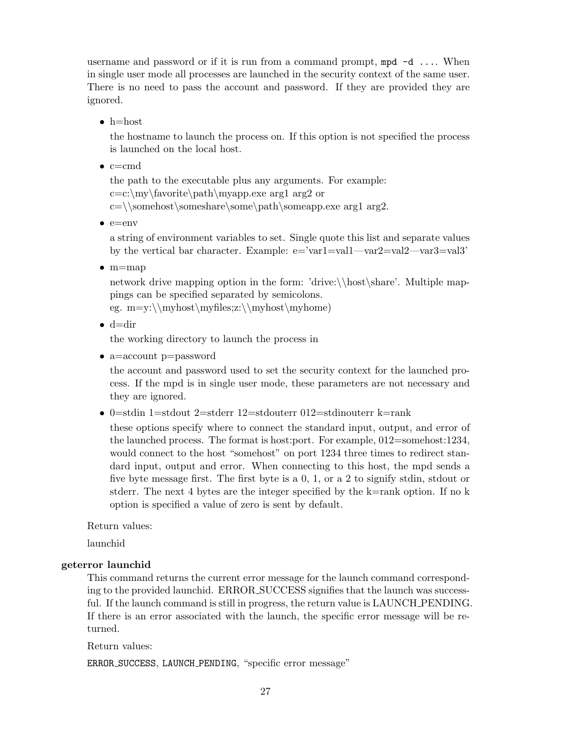username and password or if it is run from a command prompt, `mpd -d ...`. When in single user mode all processes are launched in the security context of the same user. There is no need to pass the account and password. If they are provided they are ignored.

- h=host

  the hostname to launch the process on. If this option is not specified the process is launched on the local host.

- c=cmd

  the path to the executable plus any arguments. For example:
  c=c:\my\favorite\path\myapp.exe arg1 arg2 or
  c=\\somehost\someshare\some\path\someapp.exe arg1 arg2.

- e=env

  a string of environment variables to set. Single quote this list and separate values by the vertical bar character. Example: e='var1=val1—var2=val2—var3=val3'

- m=map

  network drive mapping option in the form: 'drive:\\host\share'. Multiple mappings can be specified separated by semicolons.
  eg. m=y:\\myhost\myfiles;z:\\myhost\myhome)

- d=dir

  the working directory to launch the process in

- a=account p=password

  the account and password used to set the security context for the launched process. If the mpd is in single user mode, these parameters are not necessary and they are ignored.

- 0=stdin 1=stdout 2=stderr 12=stdouterr 012=stdinouterr k=rank

  these options specify where to connect the standard input, output, and error of the launched process. The format is host:port. For example, 012=somehost:1234, would connect to the host "somehost" on port 1234 three times to redirect standard input, output and error. When connecting to this host, the mpd sends a five byte message first. The first byte is a 0, 1, or a 2 to signify stdin, stdout or stderr. The next 4 bytes are the integer specified by the k=rank option. If no k option is specified a value of zero is sent by default.

Return values:

launchid

**geterror launchid**

This command returns the current error message for the launch command corresponding to the provided launchid. ERROR_SUCCESS signifies that the launch was successful. If the launch command is still in progress, the return value is LAUNCH_PENDING. If there is an error associated with the launch, the specific error message will be returned.

Return values:

`ERROR_SUCCESS`, `LAUNCH_PENDING`, "specific error message"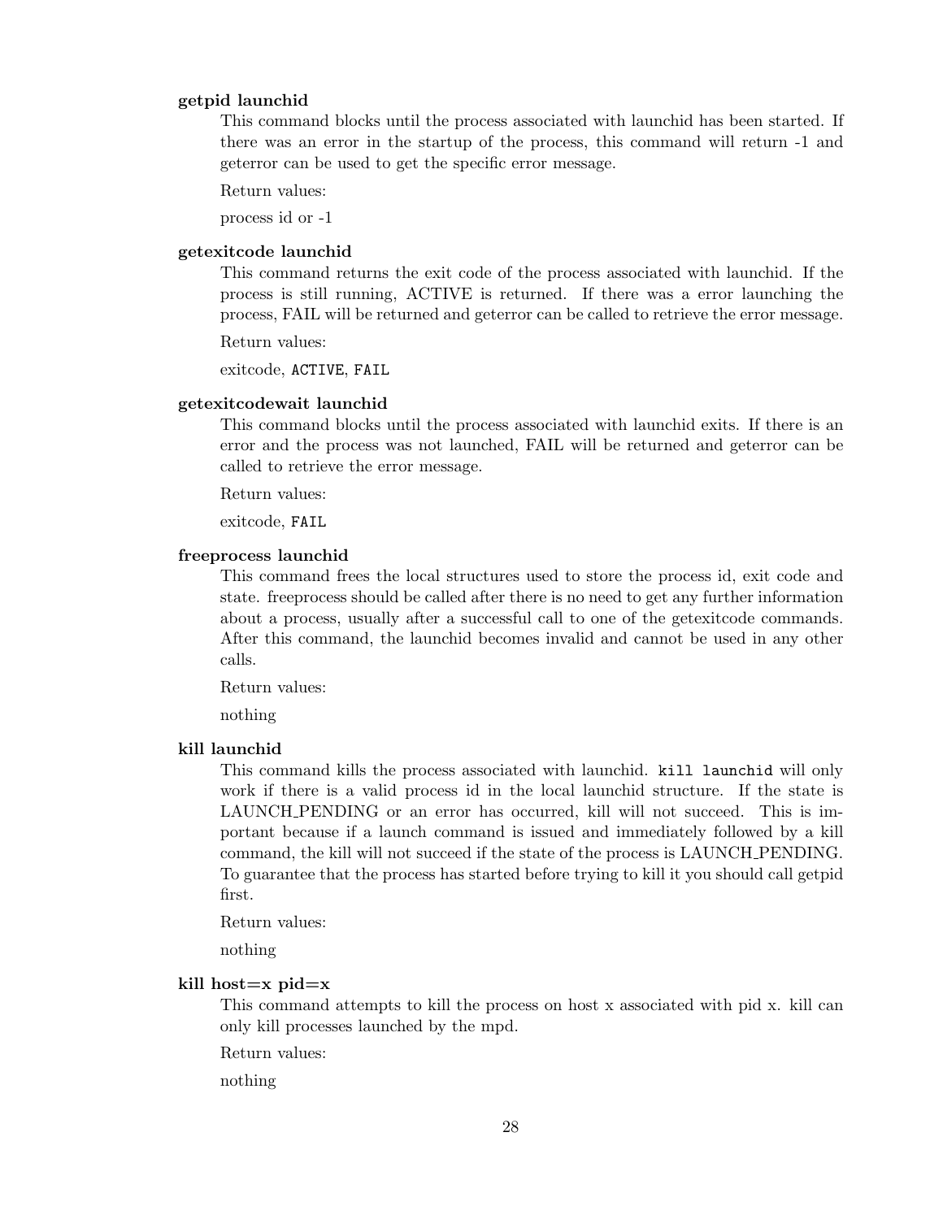**getpid launchid**

This command blocks until the process associated with launchid has been started. If there was an error in the startup of the process, this command will return -1 and geterror can be used to get the specific error message.

Return values:

process id or -1

**getexitcode launchid**

This command returns the exit code of the process associated with launchid. If the process is still running, ACTIVE is returned. If there was a error launching the process, FAIL will be returned and geterror can be called to retrieve the error message.

Return values:

exitcode, `ACTIVE`, `FAIL`

**getexitcodewait launchid**

This command blocks until the process associated with launchid exits. If there is an error and the process was not launched, FAIL will be returned and geterror can be called to retrieve the error message.

Return values:

exitcode, `FAIL`

**freeprocess launchid**

This command frees the local structures used to store the process id, exit code and state. freeprocess should be called after there is no need to get any further information about a process, usually after a successful call to one of the getexitcode commands. After this command, the launchid becomes invalid and cannot be used in any other calls.

Return values:

nothing

**kill launchid**

This command kills the process associated with launchid. `kill launchid` will only work if there is a valid process id in the local launchid structure. If the state is LAUNCH_PENDING or an error has occurred, kill will not succeed. This is important because if a launch command is issued and immediately followed by a kill command, the kill will not succeed if the state of the process is LAUNCH_PENDING. To guarantee that the process has started before trying to kill it you should call getpid first.

Return values:

nothing

**kill host=x pid=x**

This command attempts to kill the process on host x associated with pid x. kill can only kill processes launched by the mpd.

Return values:

nothing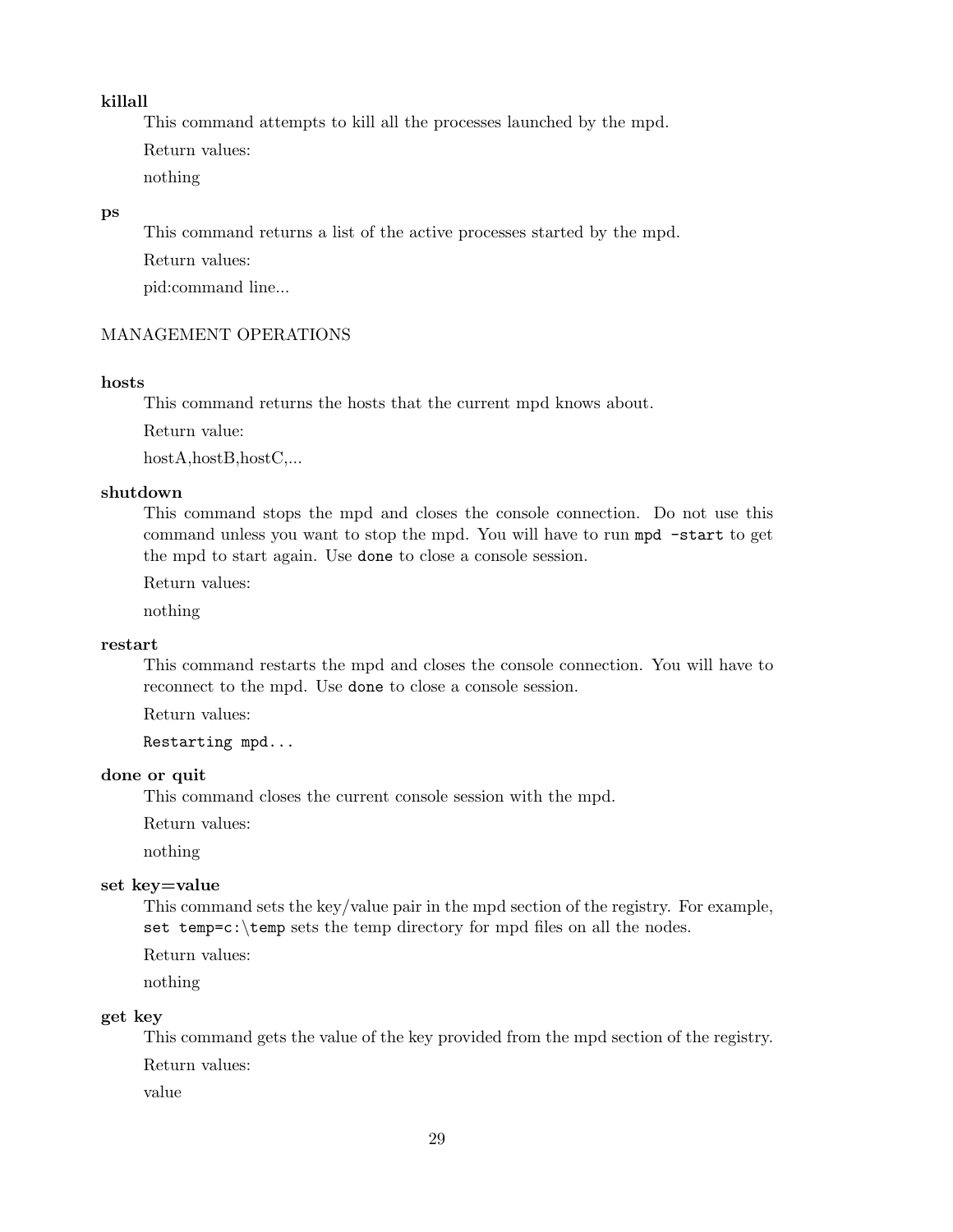**killall**

This command attempts to kill all the processes launched by the mpd.

Return values:

nothing

**ps**

This command returns a list of the active processes started by the mpd.

Return values:

pid:command line...

MANAGEMENT OPERATIONS

**hosts**

This command returns the hosts that the current mpd knows about.

Return value:

hostA,hostB,hostC,...

**shutdown**

This command stops the mpd and closes the console connection. Do not use this command unless you want to stop the mpd. You will have to run `mpd -start` to get the mpd to start again. Use `done` to close a console session.

Return values:

nothing

**restart**

This command restarts the mpd and closes the console connection. You will have to reconnect to the mpd. Use `done` to close a console session.

Return values:

`Restarting mpd...`

**done or quit**

This command closes the current console session with the mpd.

Return values:

nothing

**set key=value**

This command sets the key/value pair in the mpd section of the registry. For example, `set temp=c:\temp` sets the temp directory for mpd files on all the nodes.

Return values:

nothing

**get key**

This command gets the value of the key provided from the mpd section of the registry.

Return values:

value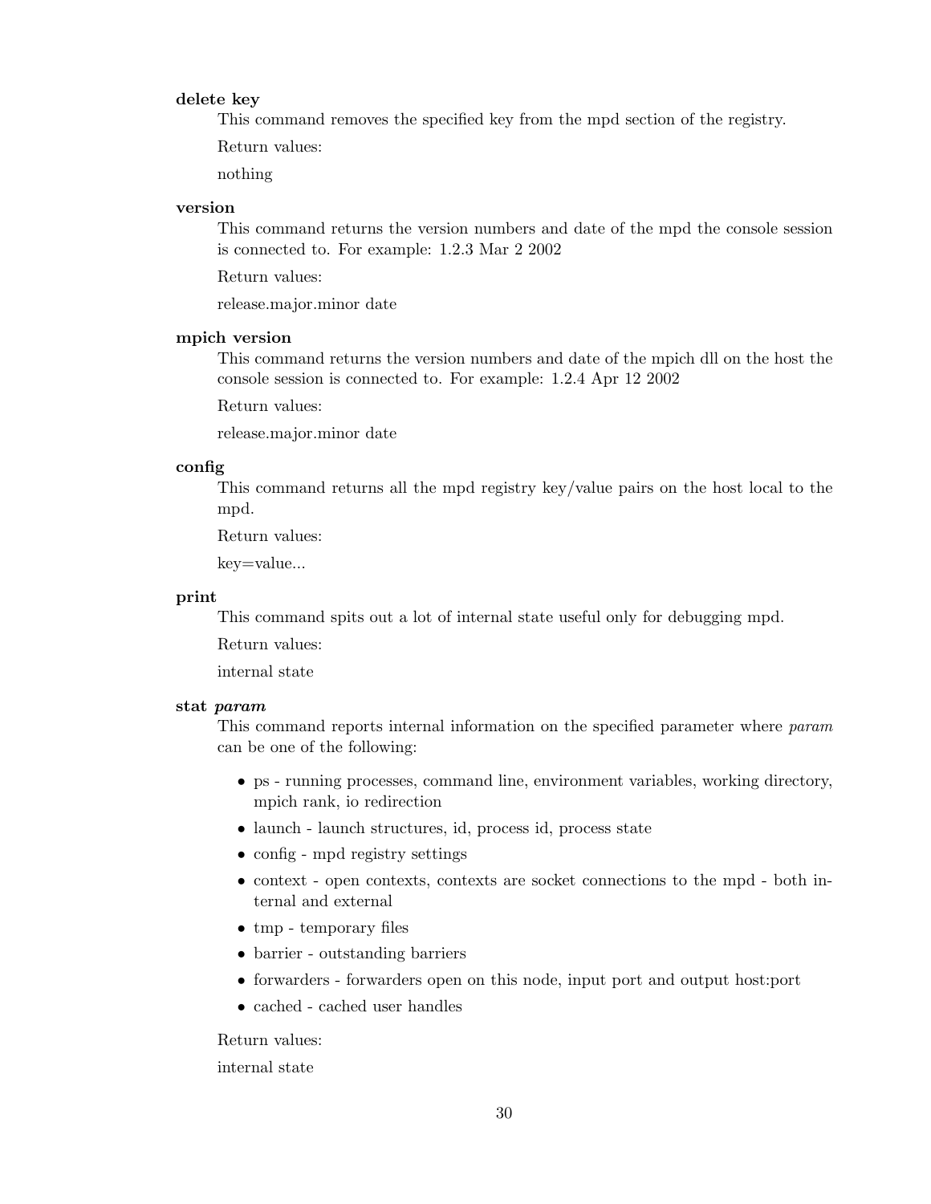**delete key**

This command removes the specified key from the mpd section of the registry.

Return values:

nothing

**version**

This command returns the version numbers and date of the mpd the console session is connected to. For example: 1.2.3 Mar 2 2002

Return values:

release.major.minor date

**mpich version**

This command returns the version numbers and date of the mpich dll on the host the console session is connected to. For example: 1.2.4 Apr 12 2002

Return values:

release.major.minor date

**config**

This command returns all the mpd registry key/value pairs on the host local to the mpd.

Return values:

key=value...

**print**

This command spits out a lot of internal state useful only for debugging mpd.

Return values:

internal state

**stat *param***

This command reports internal information on the specified parameter where *param* can be one of the following:

- ps - running processes, command line, environment variables, working directory, mpich rank, io redirection
- launch - launch structures, id, process id, process state
- config - mpd registry settings
- context - open contexts, contexts are socket connections to the mpd - both internal and external
- tmp - temporary files
- barrier - outstanding barriers
- forwarders - forwarders open on this node, input port and output host:port
- cached - cached user handles

Return values:

internal state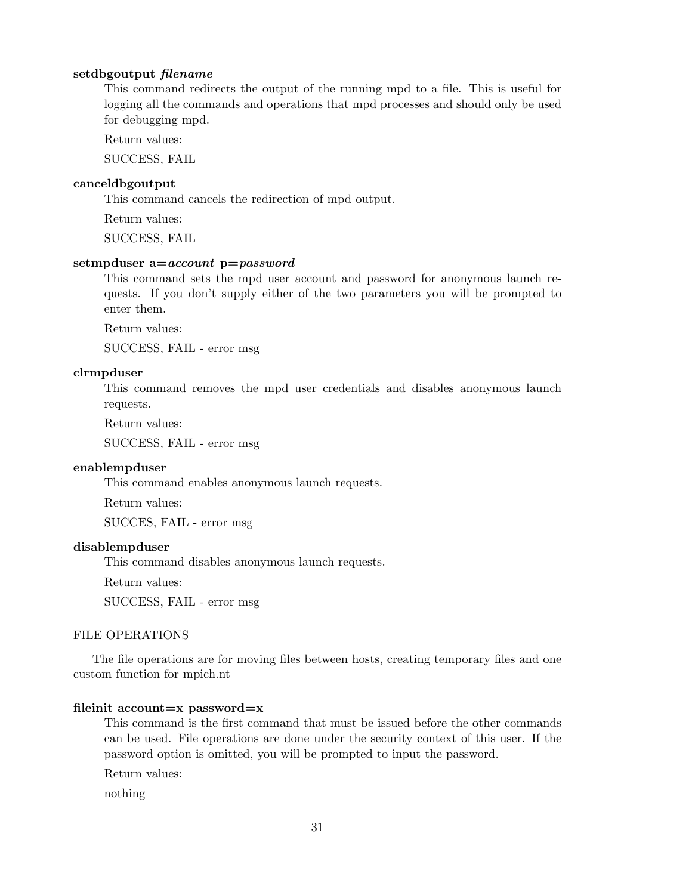**setdbgoutput *filename***

This command redirects the output of the running mpd to a file. This is useful for logging all the commands and operations that mpd processes and should only be used for debugging mpd.

Return values:

SUCCESS, FAIL

**canceldbgoutput**

This command cancels the redirection of mpd output.

Return values:

SUCCESS, FAIL

**setmpduser a=*account* p=*password***

This command sets the mpd user account and password for anonymous launch requests. If you don't supply either of the two parameters you will be prompted to enter them.

Return values:

SUCCESS, FAIL - error msg

**clrmpduser**

This command removes the mpd user credentials and disables anonymous launch requests.

Return values:

SUCCESS, FAIL - error msg

**enablempduser**

This command enables anonymous launch requests.

Return values:

SUCCES, FAIL - error msg

**disablempduser**

This command disables anonymous launch requests.

Return values:

SUCCESS, FAIL - error msg

FILE OPERATIONS

The file operations are for moving files between hosts, creating temporary files and one custom function for mpich.nt

**fileinit account=x password=x**

This command is the first command that must be issued before the other commands can be used. File operations are done under the security context of this user. If the password option is omitted, you will be prompted to input the password.

Return values:

nothing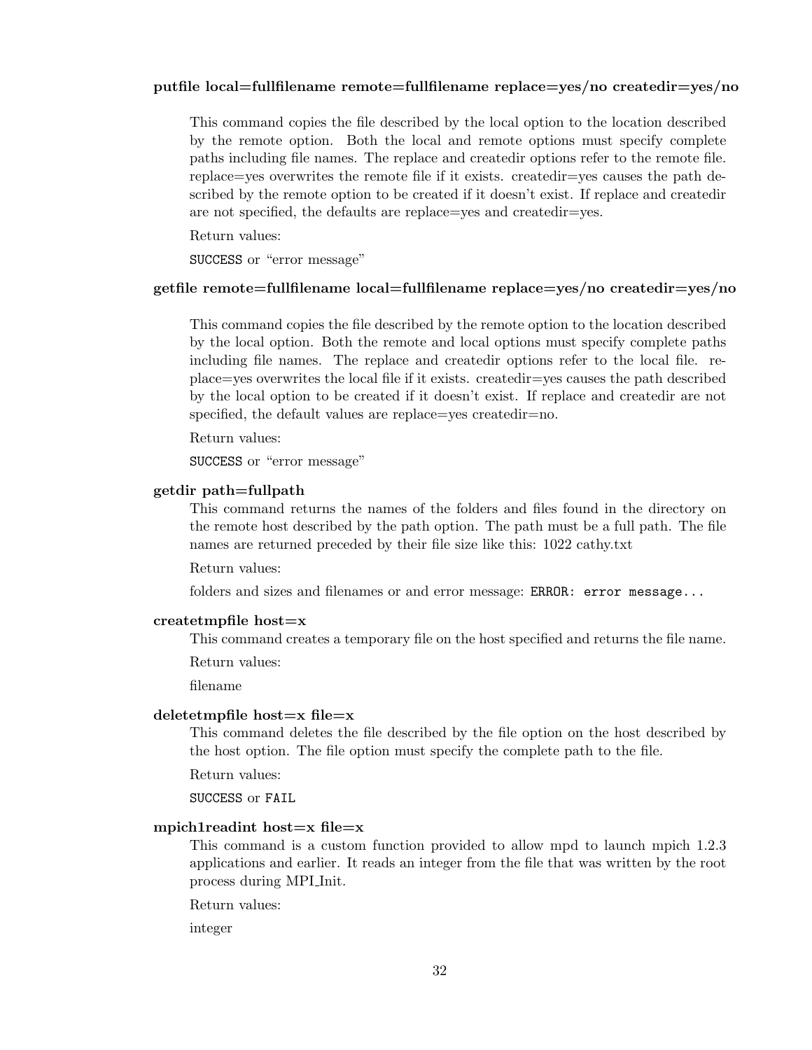**putfile local=fullfilename remote=fullfilename replace=yes/no createdir=yes/no**

This command copies the file described by the local option to the location described by the remote option. Both the local and remote options must specify complete paths including file names. The replace and createdir options refer to the remote file. replace=yes overwrites the remote file if it exists. createdir=yes causes the path described by the remote option to be created if it doesn't exist. If replace and createdir are not specified, the defaults are replace=yes and createdir=yes.

Return values:

`SUCCESS` or "error message"

**getfile remote=fullfilename local=fullfilename replace=yes/no createdir=yes/no**

This command copies the file described by the remote option to the location described by the local option. Both the remote and local options must specify complete paths including file names. The replace and createdir options refer to the local file. replace=yes overwrites the local file if it exists. createdir=yes causes the path described by the local option to be created if it doesn't exist. If replace and createdir are not specified, the default values are replace=yes createdir=no.

Return values:

`SUCCESS` or "error message"

**getdir path=fullpath**

This command returns the names of the folders and files found in the directory on the remote host described by the path option. The path must be a full path. The file names are returned preceded by their file size like this: 1022 cathy.txt

Return values:

folders and sizes and filenames or and error message: `ERROR: error message...`

**createtmpfile host=x**

This command creates a temporary file on the host specified and returns the file name.

Return values:

filename

**deletetmpfile host=x file=x**

This command deletes the file described by the file option on the host described by the host option. The file option must specify the complete path to the file.

Return values:

`SUCCESS` or `FAIL`

**mpich1readint host=x file=x**

This command is a custom function provided to allow mpd to launch mpich 1.2.3 applications and earlier. It reads an integer from the file that was written by the root process during MPI_Init.

Return values:

integer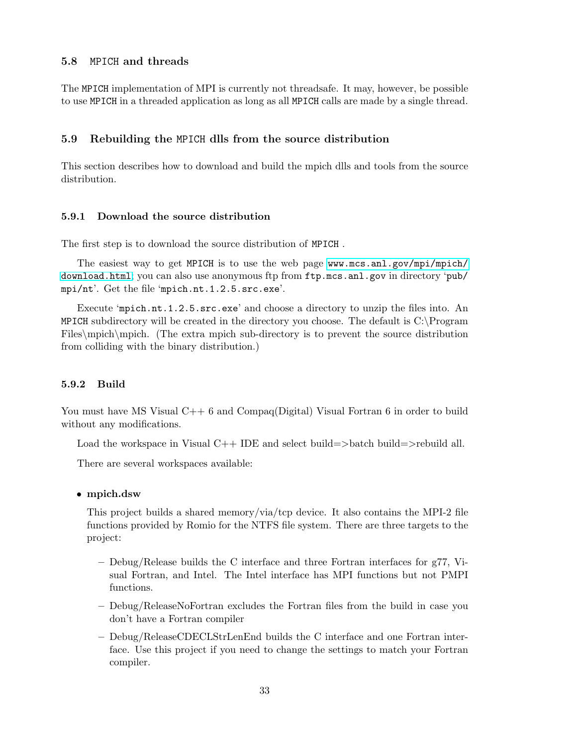### 5.8 MPICH and threads

The MPICH implementation of MPI is currently not threadsafe. It may, however, be possible to use MPICH in a threaded application as long as all MPICH calls are made by a single thread.

### 5.9 Rebuilding the MPICH dlls from the source distribution

This section describes how to download and build the mpich dlls and tools from the source distribution.

#### 5.9.1 Download the source distribution

The first step is to download the source distribution of MPICH .

The easiest way to get MPICH is to use the web page `www.mcs.anl.gov/mpi/mpich/download.html`; you can also use anonymous ftp from `ftp.mcs.anl.gov` in directory '`pub/mpi/nt`'. Get the file '`mpich.nt.1.2.5.src.exe`'.

Execute '`mpich.nt.1.2.5.src.exe`' and choose a directory to unzip the files into. An MPICH subdirectory will be created in the directory you choose. The default is C:\Program Files\mpich\mpich. (The extra mpich sub-directory is to prevent the source distribution from colliding with the binary distribution.)

#### 5.9.2 Build

You must have MS Visual C++ 6 and Compaq(Digital) Visual Fortran 6 in order to build without any modifications.

Load the workspace in Visual C++ IDE and select build=>batch build=>rebuild all.

There are several workspaces available:

- **mpich.dsw**

  This project builds a shared memory/via/tcp device. It also contains the MPI-2 file functions provided by Romio for the NTFS file system. There are three targets to the project:

  – Debug/Release builds the C interface and three Fortran interfaces for g77, Visual Fortran, and Intel. The Intel interface has MPI functions but not PMPI functions.

  – Debug/ReleaseNoFortran excludes the Fortran files from the build in case you don't have a Fortran compiler

  – Debug/ReleaseCDECLStrLenEnd builds the C interface and one Fortran interface. Use this project if you need to change the settings to match your Fortran compiler.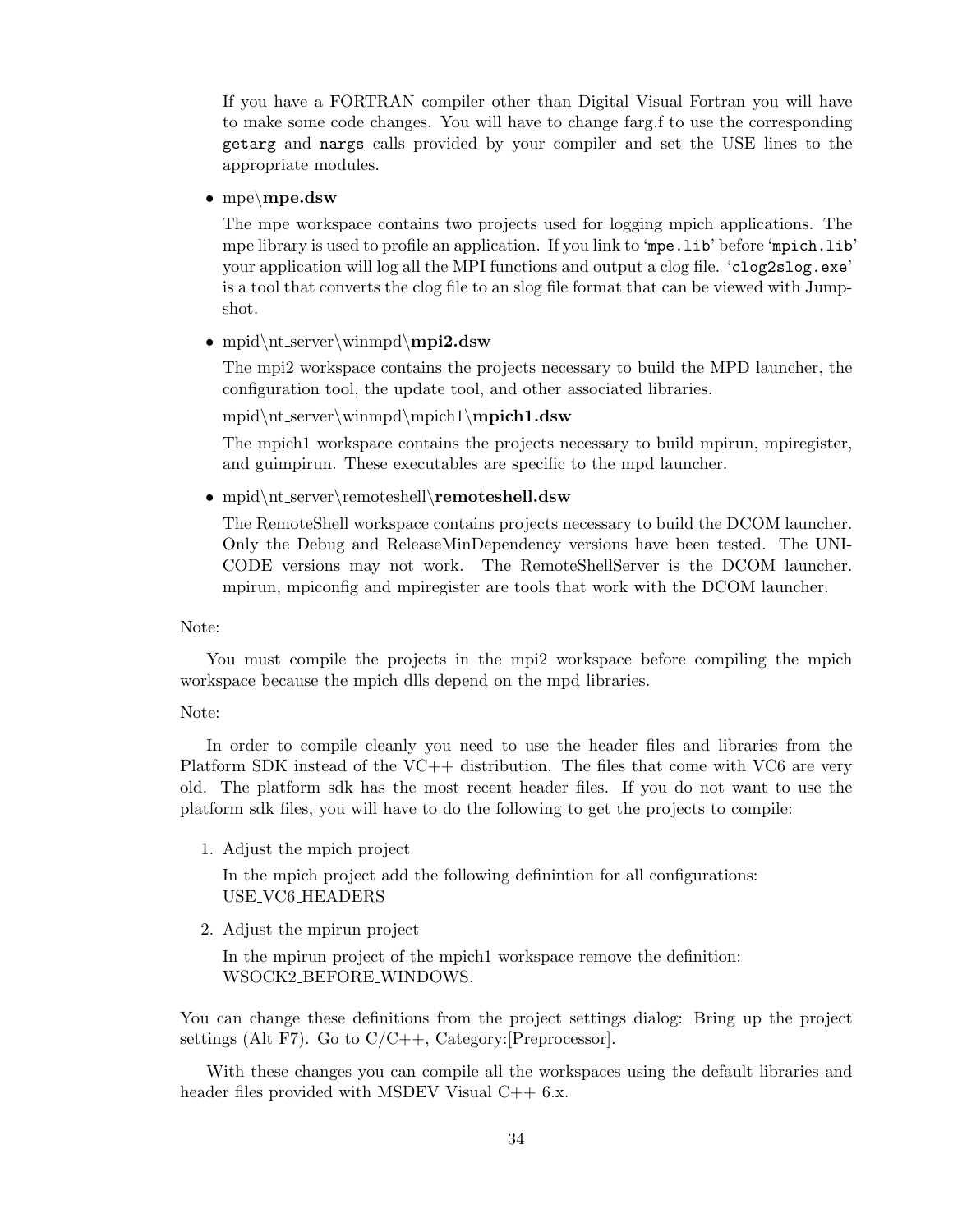If you have a FORTRAN compiler other than Digital Visual Fortran you will have to make some code changes. You will have to change farg.f to use the corresponding `getarg` and `nargs` calls provided by your compiler and set the USE lines to the appropriate modules.

- mpe\\**mpe.dsw**

  The mpe workspace contains two projects used for logging mpich applications. The mpe library is used to profile an application. If you link to '`mpe.lib`' before '`mpich.lib`' your application will log all the MPI functions and output a clog file. '`clog2slog.exe`' is a tool that converts the clog file to an slog file format that can be viewed with Jumpshot.

- mpid\\nt_server\\winmpd\\**mpi2.dsw**

  The mpi2 workspace contains the projects necessary to build the MPD launcher, the configuration tool, the update tool, and other associated libraries.

  mpid\\nt_server\\winmpd\\mpich1\\**mpich1.dsw**

  The mpich1 workspace contains the projects necessary to build mpirun, mpiregister, and guimpirun. These executables are specific to the mpd launcher.

- mpid\\nt_server\\remoteshell\\**remoteshell.dsw**

  The RemoteShell workspace contains projects necessary to build the DCOM launcher. Only the Debug and ReleaseMinDependency versions have been tested. The UNICODE versions may not work. The RemoteShellServer is the DCOM launcher. mpirun, mpiconfig and mpiregister are tools that work with the DCOM launcher.

Note:

You must compile the projects in the mpi2 workspace before compiling the mpich workspace because the mpich dlls depend on the mpd libraries.

Note:

In order to compile cleanly you need to use the header files and libraries from the Platform SDK instead of the VC++ distribution. The files that come with VC6 are very old. The platform sdk has the most recent header files. If you do not want to use the platform sdk files, you will have to do the following to get the projects to compile:

1. Adjust the mpich project

   In the mpich project add the following definintion for all configurations:
   USE_VC6_HEADERS

2. Adjust the mpirun project

   In the mpirun project of the mpich1 workspace remove the definition:
   WSOCK2_BEFORE_WINDOWS.

You can change these definitions from the project settings dialog: Bring up the project settings (Alt F7). Go to C/C++, Category:[Preprocessor].

With these changes you can compile all the workspaces using the default libraries and header files provided with MSDEV Visual C++ 6.x.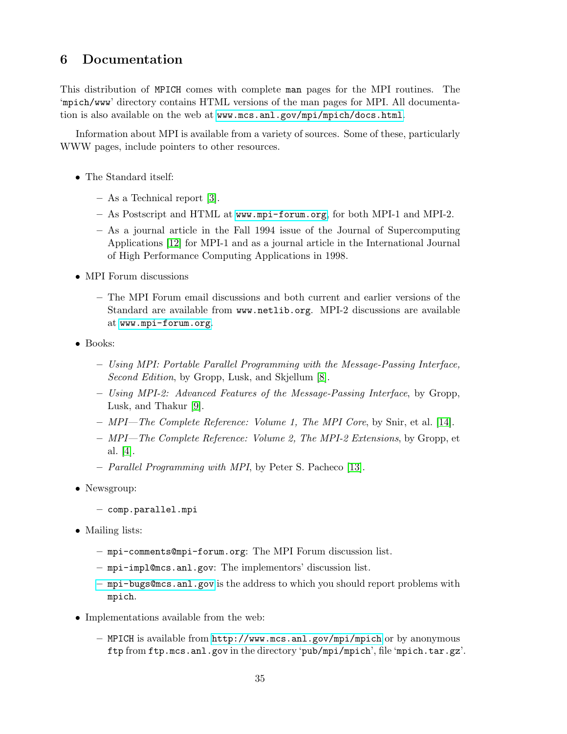## 6 Documentation

This distribution of `MPICH` comes with complete `man` pages for the MPI routines. The '`mpich/www`' directory contains HTML versions of the man pages for MPI. All documentation is also available on the web at `www.mcs.anl.gov/mpi/mpich/docs.html`.

Information about MPI is available from a variety of sources. Some of these, particularly WWW pages, include pointers to other resources.

- The Standard itself:
  - As a Technical report [3].
  - As Postscript and HTML at `www.mpi-forum.org`, for both MPI-1 and MPI-2.
  - As a journal article in the Fall 1994 issue of the Journal of Supercomputing Applications [12] for MPI-1 and as a journal article in the International Journal of High Performance Computing Applications in 1998.
- MPI Forum discussions
  - The MPI Forum email discussions and both current and earlier versions of the Standard are available from `www.netlib.org`. MPI-2 discussions are available at `www.mpi-forum.org`.
- Books:
  - *Using MPI: Portable Parallel Programming with the Message-Passing Interface, Second Edition*, by Gropp, Lusk, and Skjellum [8].
  - *Using MPI-2: Advanced Features of the Message-Passing Interface*, by Gropp, Lusk, and Thakur [9].
  - *MPI—The Complete Reference: Volume 1, The MPI Core*, by Snir, et al. [14].
  - *MPI—The Complete Reference: Volume 2, The MPI-2 Extensions*, by Gropp, et al. [4].
  - *Parallel Programming with MPI*, by Peter S. Pacheco [13].
- Newsgroup:
  - `comp.parallel.mpi`
- Mailing lists:
  - `mpi-comments@mpi-forum.org`: The MPI Forum discussion list.
  - `mpi-impl@mcs.anl.gov`: The implementors' discussion list.
  - `mpi-bugs@mcs.anl.gov` is the address to which you should report problems with `mpich`.
- Implementations available from the web:
  - `MPICH` is available from `http://www.mcs.anl.gov/mpi/mpich` or by anonymous `ftp` from `ftp.mcs.anl.gov` in the directory '`pub/mpi/mpich`', file '`mpich.tar.gz`'.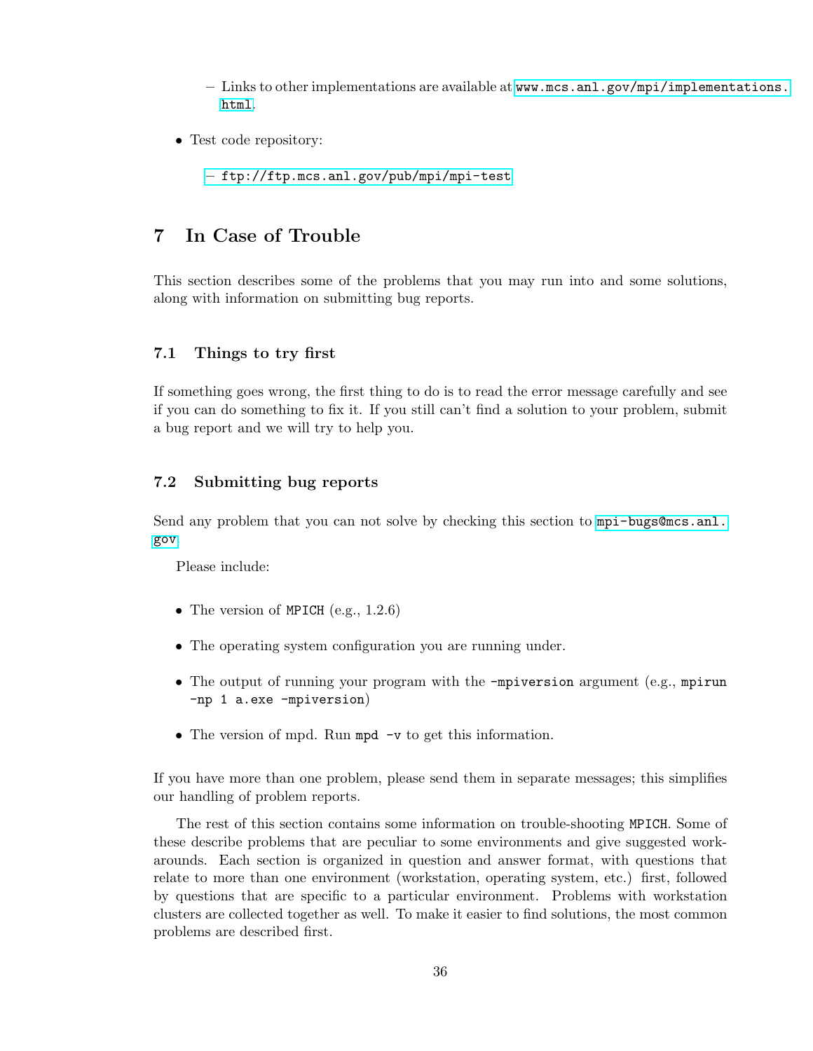- Links to other implementations are available at www.mcs.anl.gov/mpi/implementations.html.

- Test code repository:
  - ftp://ftp.mcs.anl.gov/pub/mpi/mpi-test

# 7 In Case of Trouble

This section describes some of the problems that you may run into and some solutions, along with information on submitting bug reports.

## 7.1 Things to try first

If something goes wrong, the first thing to do is to read the error message carefully and see if you can do something to fix it. If you still can't find a solution to your problem, submit a bug report and we will try to help you.

## 7.2 Submitting bug reports

Send any problem that you can not solve by checking this section to mpi-bugs@mcs.anl.gov

Please include:

- The version of `MPICH` (e.g., 1.2.6)
- The operating system configuration you are running under.
- The output of running your program with the `-mpiversion` argument (e.g., `mpirun -np 1 a.exe -mpiversion`)
- The version of mpd. Run `mpd -v` to get this information.

If you have more than one problem, please send them in separate messages; this simplifies our handling of problem reports.

The rest of this section contains some information on trouble-shooting `MPICH`. Some of these describe problems that are peculiar to some environments and give suggested workarounds. Each section is organized in question and answer format, with questions that relate to more than one environment (workstation, operating system, etc.) first, followed by questions that are specific to a particular environment. Problems with workstation clusters are collected together as well. To make it easier to find solutions, the most common problems are described first.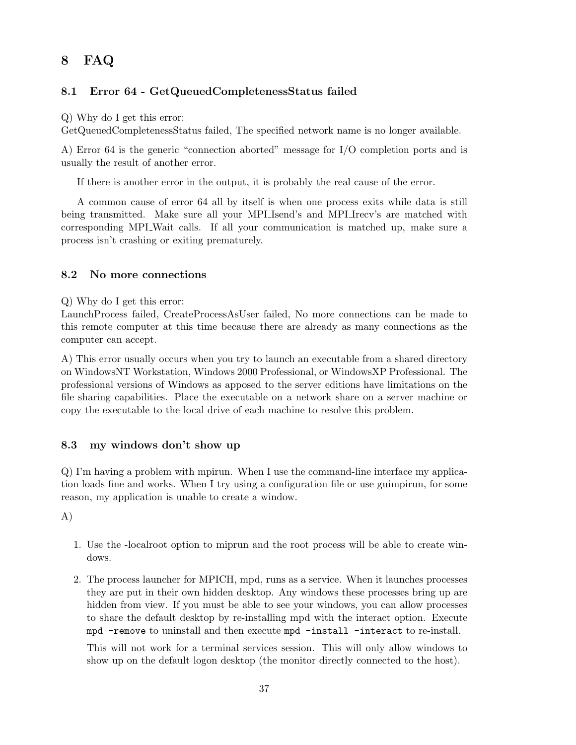# 8 FAQ

## 8.1 Error 64 - GetQueuedCompletenessStatus failed

Q) Why do I get this error:
GetQueuedCompletenessStatus failed, The specified network name is no longer available.

A) Error 64 is the generic "connection aborted" message for I/O completion ports and is usually the result of another error.

If there is another error in the output, it is probably the real cause of the error.

A common cause of error 64 all by itself is when one process exits while data is still being transmitted. Make sure all your MPI_Isend's and MPI_Irecv's are matched with corresponding MPI_Wait calls. If all your communication is matched up, make sure a process isn't crashing or exiting prematurely.

## 8.2 No more connections

Q) Why do I get this error:
LaunchProcess failed, CreateProcessAsUser failed, No more connections can be made to this remote computer at this time because there are already as many connections as the computer can accept.

A) This error usually occurs when you try to launch an executable from a shared directory on WindowsNT Workstation, Windows 2000 Professional, or WindowsXP Professional. The professional versions of Windows as apposed to the server editions have limitations on the file sharing capabilities. Place the executable on a network share on a server machine or copy the executable to the local drive of each machine to resolve this problem.

## 8.3 my windows don't show up

Q) I'm having a problem with mpirun. When I use the command-line interface my application loads fine and works. When I try using a configuration file or use guimpirun, for some reason, my application is unable to create a window.

A)

1. Use the -localroot option to miprun and the root process will be able to create windows.

2. The process launcher for MPICH, mpd, runs as a service. When it launches processes they are put in their own hidden desktop. Any windows these processes bring up are hidden from view. If you must be able to see your windows, you can allow processes to share the default desktop by re-installing mpd with the interact option. Execute `mpd -remove` to uninstall and then execute `mpd -install -interact` to re-install.

   This will not work for a terminal services session. This will only allow windows to show up on the default logon desktop (the monitor directly connected to the host).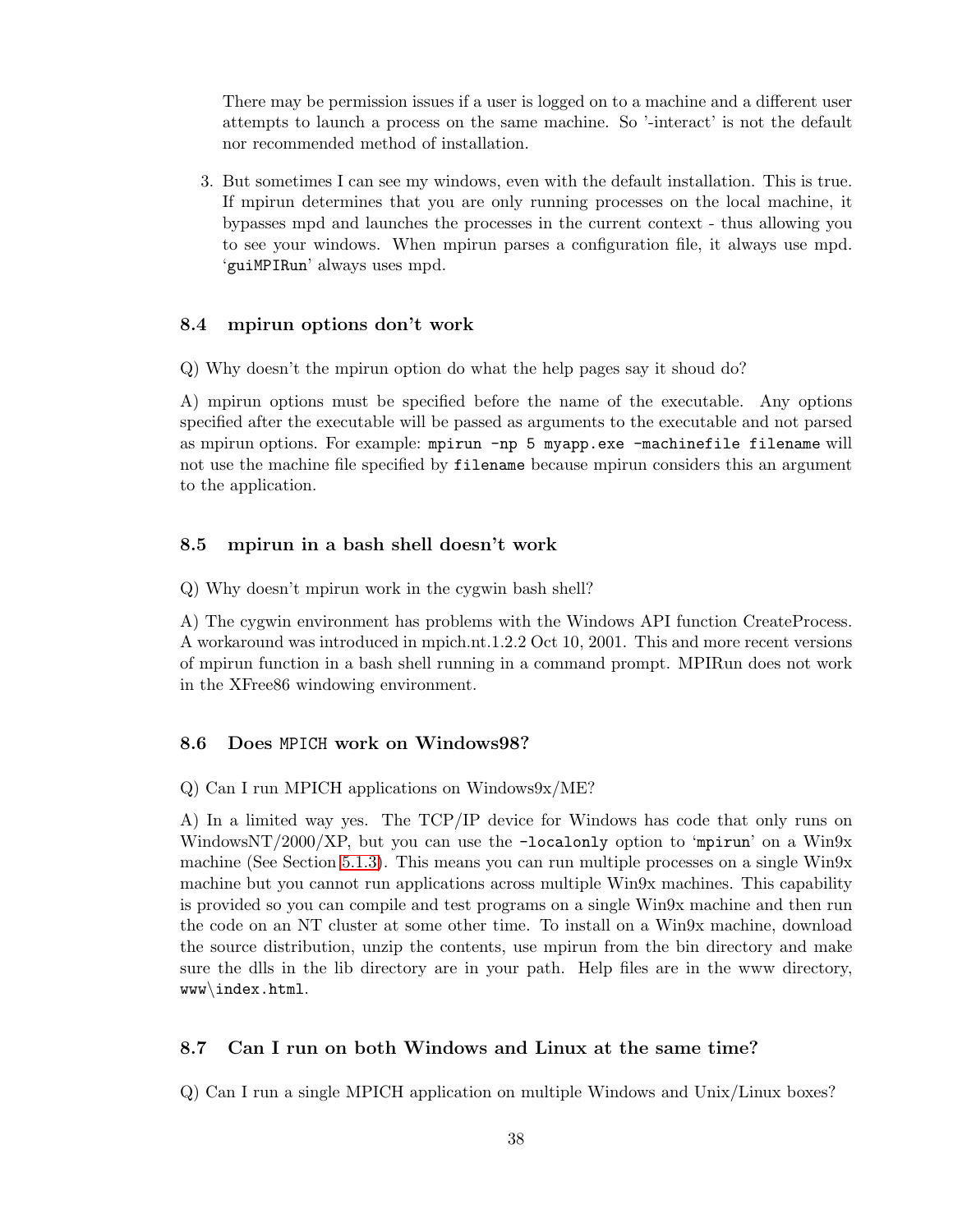There may be permission issues if a user is logged on to a machine and a different user attempts to launch a process on the same machine. So '-interact' is not the default nor recommended method of installation.

3. But sometimes I can see my windows, even with the default installation. This is true. If mpirun determines that you are only running processes on the local machine, it bypasses mpd and launches the processes in the current context - thus allowing you to see your windows. When mpirun parses a configuration file, it always use mpd. '`guiMPIRun`' always uses mpd.

### 8.4 mpirun options don't work

Q) Why doesn't the mpirun option do what the help pages say it shoud do?

A) mpirun options must be specified before the name of the executable. Any options specified after the executable will be passed as arguments to the executable and not parsed as mpirun options. For example: `mpirun -np 5 myapp.exe -machinefile filename` will not use the machine file specified by `filename` because mpirun considers this an argument to the application.

### 8.5 mpirun in a bash shell doesn't work

Q) Why doesn't mpirun work in the cygwin bash shell?

A) The cygwin environment has problems with the Windows API function CreateProcess. A workaround was introduced in mpich.nt.1.2.2 Oct 10, 2001. This and more recent versions of mpirun function in a bash shell running in a command prompt. MPIRun does not work in the XFree86 windowing environment.

### 8.6 Does MPICH work on Windows98?

Q) Can I run MPICH applications on Windows9x/ME?

A) In a limited way yes. The TCP/IP device for Windows has code that only runs on WindowsNT/2000/XP, but you can use the `-localonly` option to '`mpirun`' on a Win9x machine (See Section 5.1.3). This means you can run multiple processes on a single Win9x machine but you cannot run applications across multiple Win9x machines. This capability is provided so you can compile and test programs on a single Win9x machine and then run the code on an NT cluster at some other time. To install on a Win9x machine, download the source distribution, unzip the contents, use mpirun from the bin directory and make sure the dlls in the lib directory are in your path. Help files are in the www directory, `www\index.html`.

### 8.7 Can I run on both Windows and Linux at the same time?

Q) Can I run a single MPICH application on multiple Windows and Unix/Linux boxes?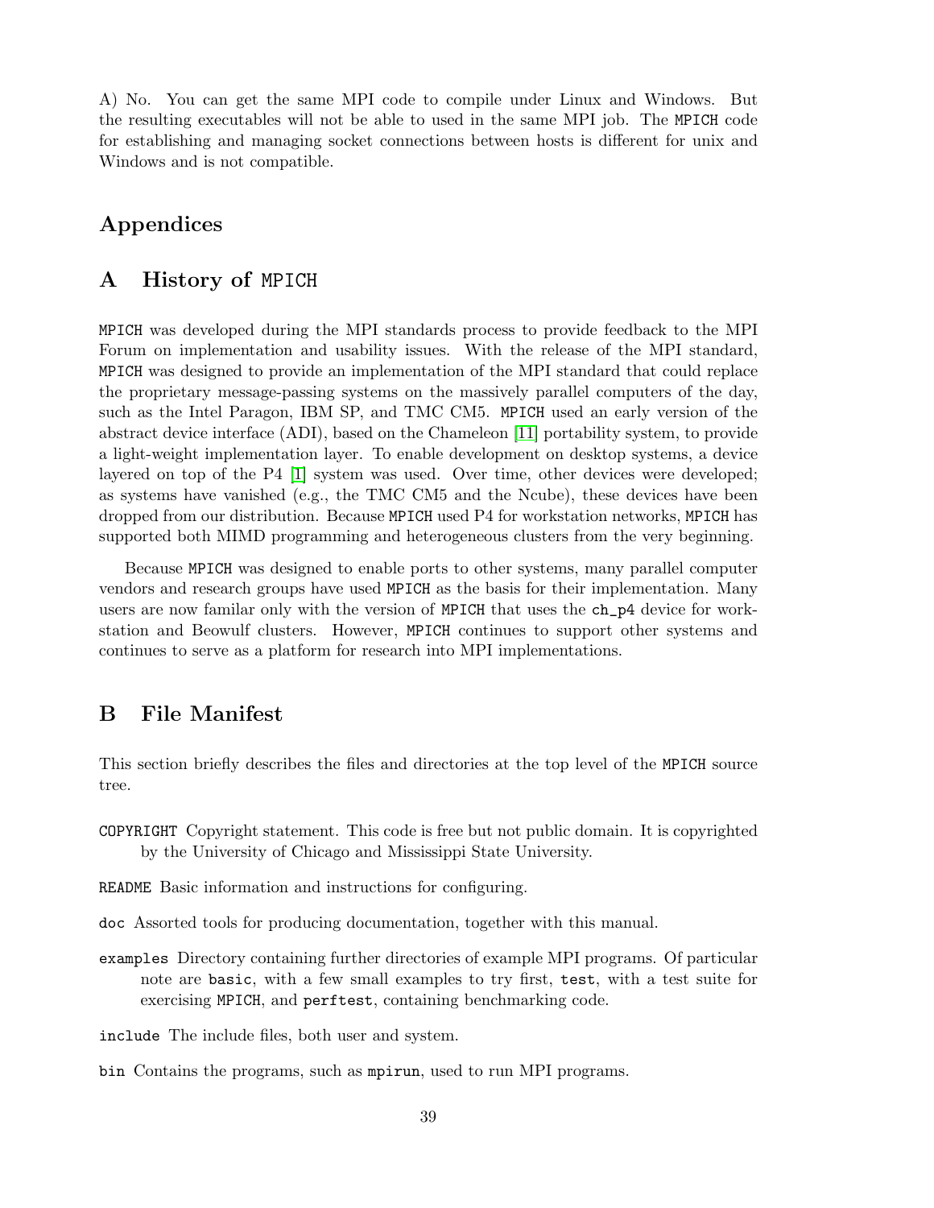A) No. You can get the same MPI code to compile under Linux and Windows. But the resulting executables will not be able to used in the same MPI job. The MPICH code for establishing and managing socket connections between hosts is different for unix and Windows and is not compatible.

# Appendices

## A History of MPICH

MPICH was developed during the MPI standards process to provide feedback to the MPI Forum on implementation and usability issues. With the release of the MPI standard, MPICH was designed to provide an implementation of the MPI standard that could replace the proprietary message-passing systems on the massively parallel computers of the day, such as the Intel Paragon, IBM SP, and TMC CM5. MPICH used an early version of the abstract device interface (ADI), based on the Chameleon [11] portability system, to provide a light-weight implementation layer. To enable development on desktop systems, a device layered on top of the P4 [1] system was used. Over time, other devices were developed; as systems have vanished (e.g., the TMC CM5 and the Ncube), these devices have been dropped from our distribution. Because MPICH used P4 for workstation networks, MPICH has supported both MIMD programming and heterogeneous clusters from the very beginning.

Because MPICH was designed to enable ports to other systems, many parallel computer vendors and research groups have used MPICH as the basis for their implementation. Many users are now familar only with the version of MPICH that uses the ch_p4 device for workstation and Beowulf clusters. However, MPICH continues to support other systems and continues to serve as a platform for research into MPI implementations.

## B File Manifest

This section briefly describes the files and directories at the top level of the MPICH source tree.

COPYRIGHT Copyright statement. This code is free but not public domain. It is copyrighted by the University of Chicago and Mississippi State University.

README Basic information and instructions for configuring.

doc Assorted tools for producing documentation, together with this manual.

examples Directory containing further directories of example MPI programs. Of particular note are basic, with a few small examples to try first, test, with a test suite for exercising MPICH, and perftest, containing benchmarking code.

include The include files, both user and system.

bin Contains the programs, such as mpirun, used to run MPI programs.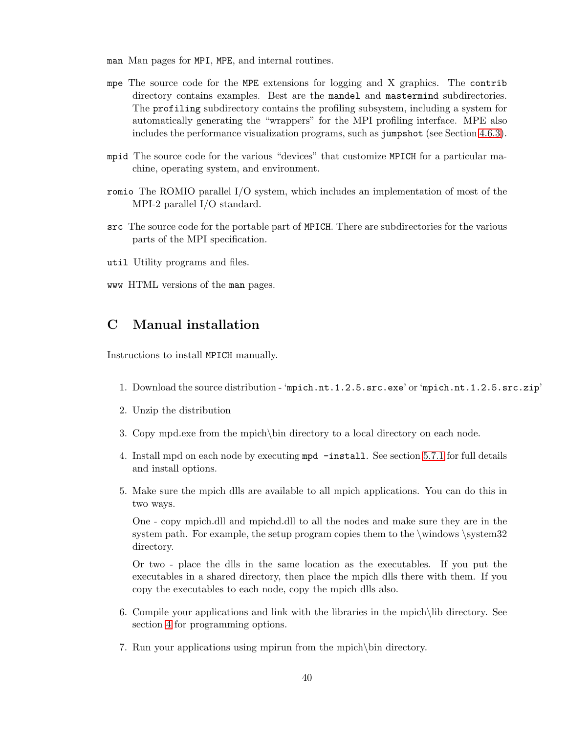`man` Man pages for `MPI`, `MPE`, and internal routines.

`mpe` The source code for the `MPE` extensions for logging and X graphics. The `contrib` directory contains examples. Best are the `mandel` and `mastermind` subdirectories. The `profiling` subdirectory contains the profiling subsystem, including a system for automatically generating the "wrappers" for the MPI profiling interface. MPE also includes the performance visualization programs, such as `jumpshot` (see Section 4.6.3).

`mpid` The source code for the various "devices" that customize `MPICH` for a particular machine, operating system, and environment.

`romio` The ROMIO parallel I/O system, which includes an implementation of most of the MPI-2 parallel I/O standard.

`src` The source code for the portable part of `MPICH`. There are subdirectories for the various parts of the MPI specification.

`util` Utility programs and files.

`www` HTML versions of the `man` pages.

# C Manual installation

Instructions to install `MPICH` manually.

1. Download the source distribution - '`mpich.nt.1.2.5.src.exe`' or '`mpich.nt.1.2.5.src.zip`'
2. Unzip the distribution
3. Copy mpd.exe from the mpich\bin directory to a local directory on each node.
4. Install mpd on each node by executing `mpd -install`. See section 5.7.1 for full details and install options.
5. Make sure the mpich dlls are available to all mpich applications. You can do this in two ways.

   One - copy mpich.dll and mpichd.dll to all the nodes and make sure they are in the system path. For example, the setup program copies them to the \windows \system32 directory.

   Or two - place the dlls in the same location as the executables. If you put the executables in a shared directory, then place the mpich dlls there with them. If you copy the executables to each node, copy the mpich dlls also.
6. Compile your applications and link with the libraries in the mpich\lib directory. See section 4 for programming options.
7. Run your applications using mpirun from the mpich\bin directory.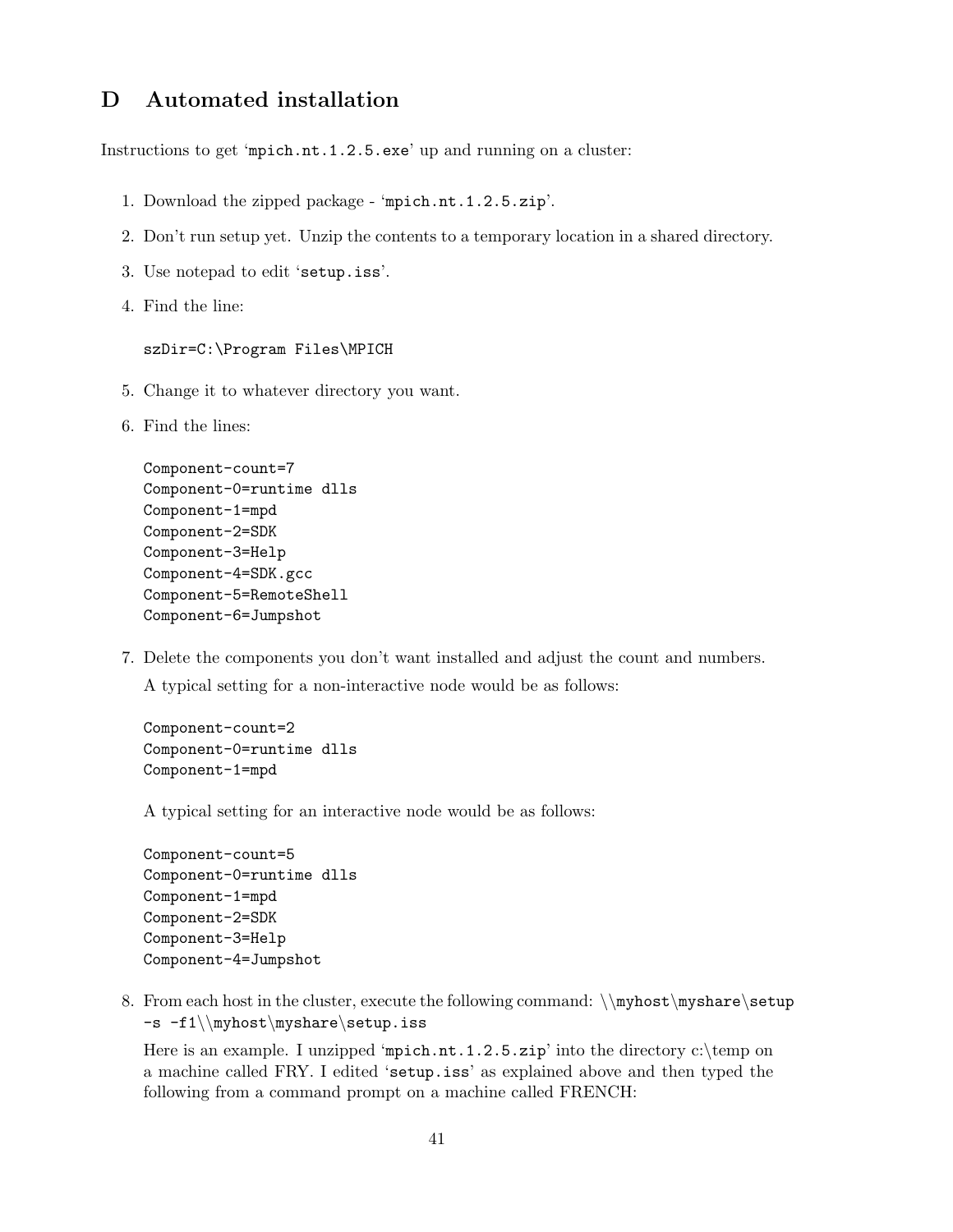# D Automated installation

Instructions to get 'mpich.nt.1.2.5.exe' up and running on a cluster:

1. Download the zipped package - 'mpich.nt.1.2.5.zip'.
2. Don't run setup yet. Unzip the contents to a temporary location in a shared directory.
3. Use notepad to edit 'setup.iss'.
4. Find the line:

   ```
   szDir=C:\Program Files\MPICH
   ```

5. Change it to whatever directory you want.
6. Find the lines:

   ```
   Component-count=7
   Component-0=runtime dlls
   Component-1=mpd
   Component-2=SDK
   Component-3=Help
   Component-4=SDK.gcc
   Component-5=RemoteShell
   Component-6=Jumpshot
   ```

7. Delete the components you don't want installed and adjust the count and numbers.

   A typical setting for a non-interactive node would be as follows:

   ```
   Component-count=2
   Component-0=runtime dlls
   Component-1=mpd
   ```

   A typical setting for an interactive node would be as follows:

   ```
   Component-count=5
   Component-0=runtime dlls
   Component-1=mpd
   Component-2=SDK
   Component-3=Help
   Component-4=Jumpshot
   ```

8. From each host in the cluster, execute the following command: `\\myhost\myshare\setup -s -f1\\myhost\myshare\setup.iss`

   Here is an example. I unzipped 'mpich.nt.1.2.5.zip' into the directory c:\temp on a machine called FRY. I edited 'setup.iss' as explained above and then typed the following from a command prompt on a machine called FRENCH: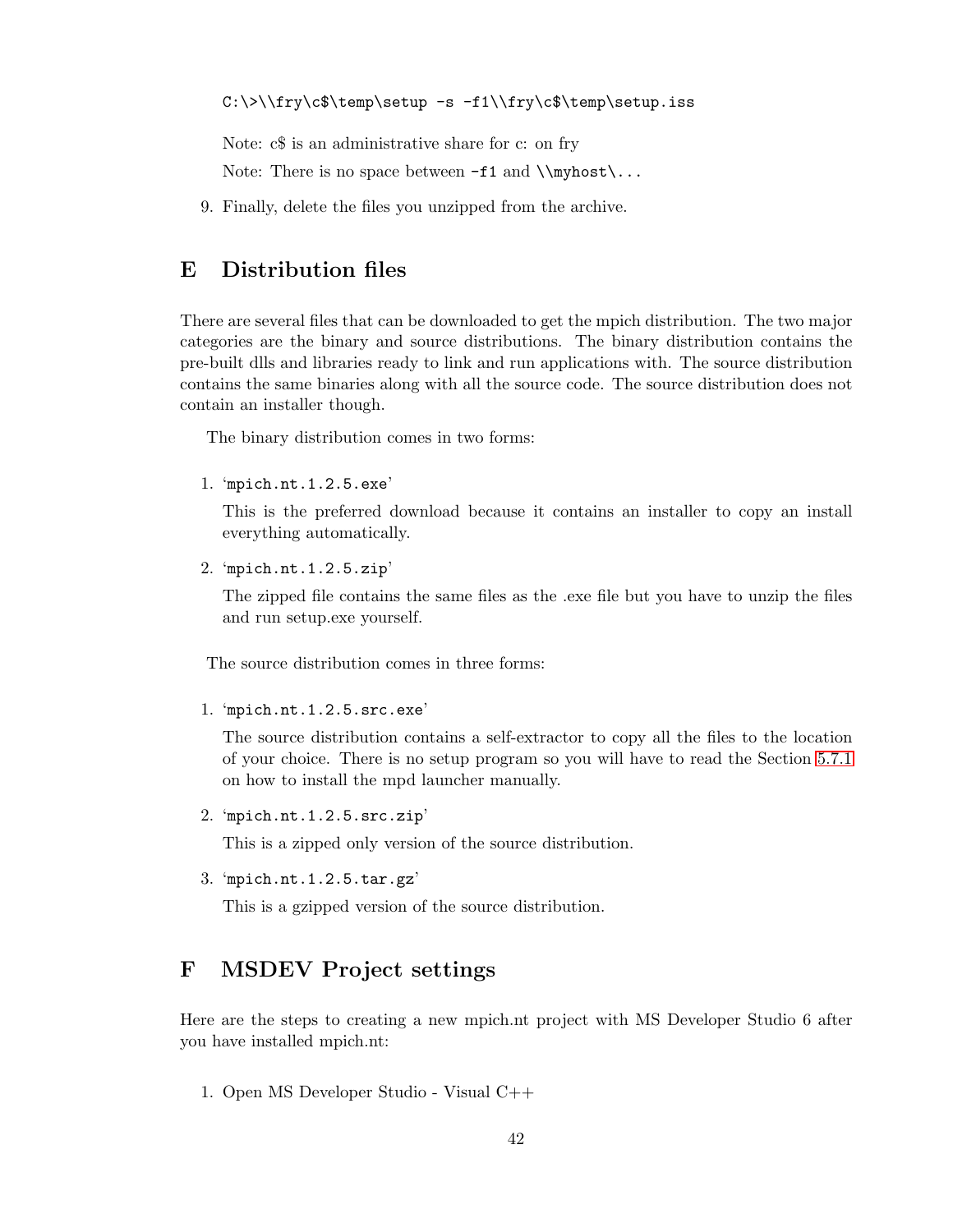```
C:\>\\fry\c$\temp\setup -s -f1\\fry\c$\temp\setup.iss
```

Note: c$ is an administrative share for c: on fry

Note: There is no space between `-f1` and `\\myhost\...`

9. Finally, delete the files you unzipped from the archive.

## E Distribution files

There are several files that can be downloaded to get the mpich distribution. The two major categories are the binary and source distributions. The binary distribution contains the pre-built dlls and libraries ready to link and run applications with. The source distribution contains the same binaries along with all the source code. The source distribution does not contain an installer though.

The binary distribution comes in two forms:

1. '`mpich.nt.1.2.5.exe`'

   This is the preferred download because it contains an installer to copy an install everything automatically.

2. '`mpich.nt.1.2.5.zip`'

   The zipped file contains the same files as the .exe file but you have to unzip the files and run setup.exe yourself.

The source distribution comes in three forms:

1. '`mpich.nt.1.2.5.src.exe`'

   The source distribution contains a self-extractor to copy all the files to the location of your choice. There is no setup program so you will have to read the Section 5.7.1 on how to install the mpd launcher manually.

2. '`mpich.nt.1.2.5.src.zip`'

   This is a zipped only version of the source distribution.

3. '`mpich.nt.1.2.5.tar.gz`'

   This is a gzipped version of the source distribution.

## F MSDEV Project settings

Here are the steps to creating a new mpich.nt project with MS Developer Studio 6 after you have installed mpich.nt:

1. Open MS Developer Studio - Visual C++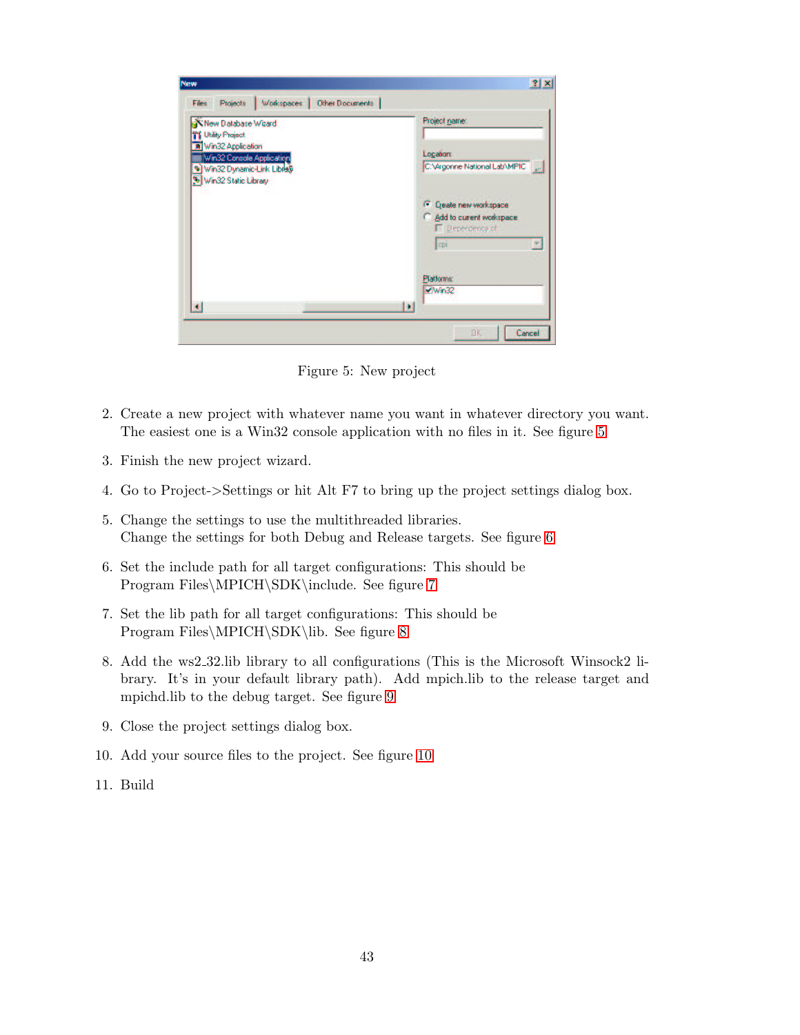Figure 5: New project

2. Create a new project with whatever name you want in whatever directory you want. The easiest one is a Win32 console application with no files in it. See figure 5
3. Finish the new project wizard.
4. Go to Project->Settings or hit Alt F7 to bring up the project settings dialog box.
5. Change the settings to use the multithreaded libraries.
   Change the settings for both Debug and Release targets. See figure 6
6. Set the include path for all target configurations: This should be
   Program Files\MPICH\SDK\include. See figure 7
7. Set the lib path for all target configurations: This should be
   Program Files\MPICH\SDK\lib. See figure 8
8. Add the ws2_32.lib library to all configurations (This is the Microsoft Winsock2 library. It's in your default library path). Add mpich.lib to the release target and mpichd.lib to the debug target. See figure 9
9. Close the project settings dialog box.
10. Add your source files to the project. See figure 10
11. Build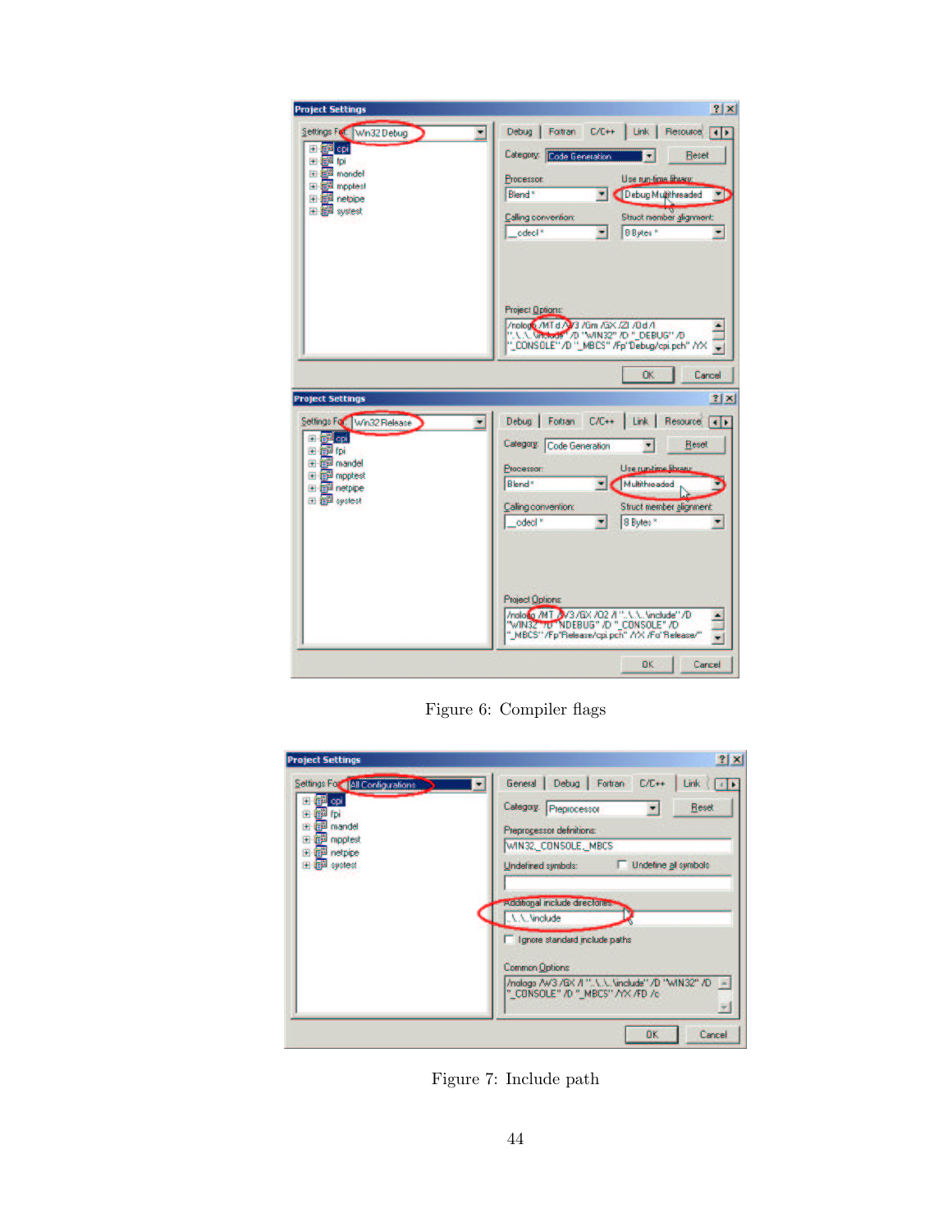Figure 6: Compiler flags

Figure 7: Include path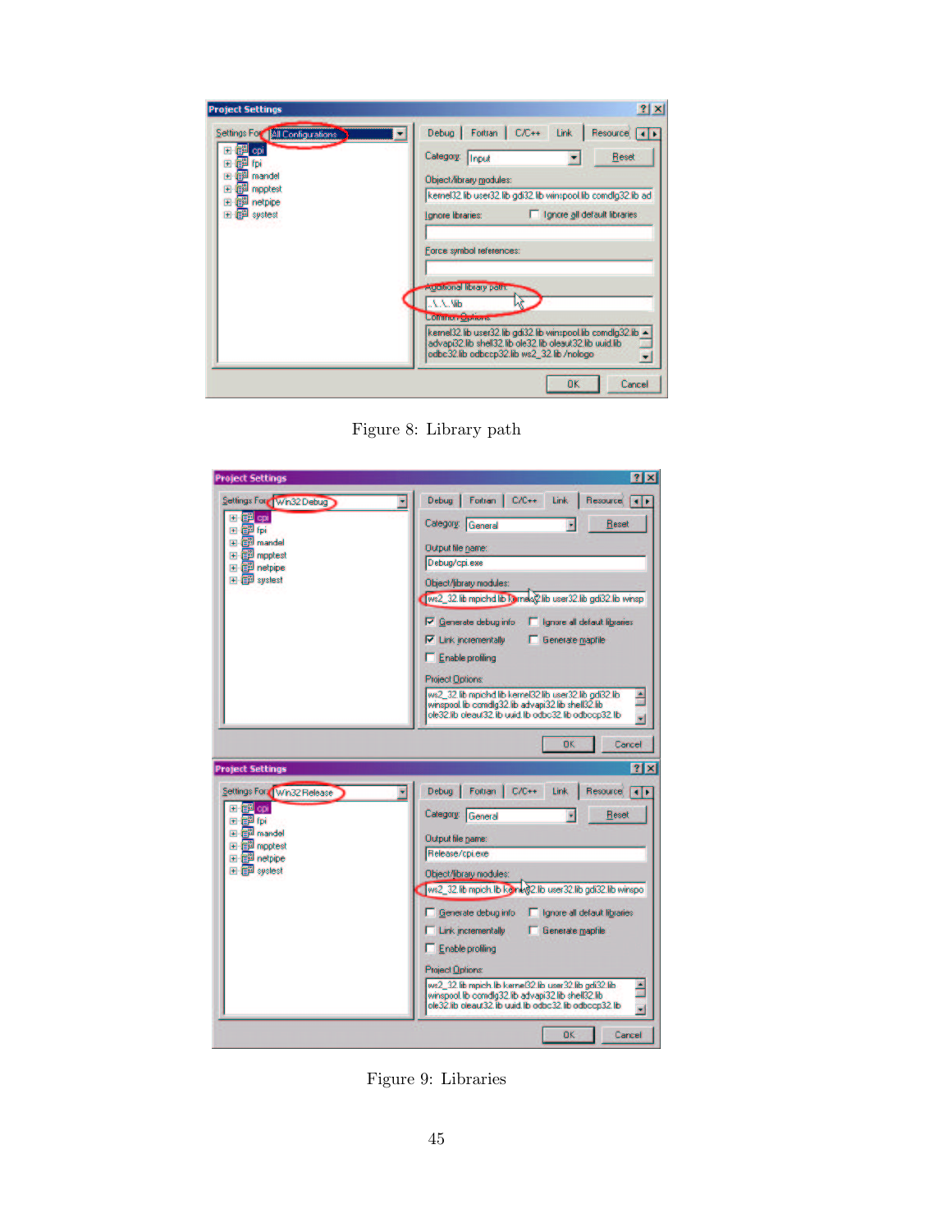Figure 8: Library path

Figure 9: Libraries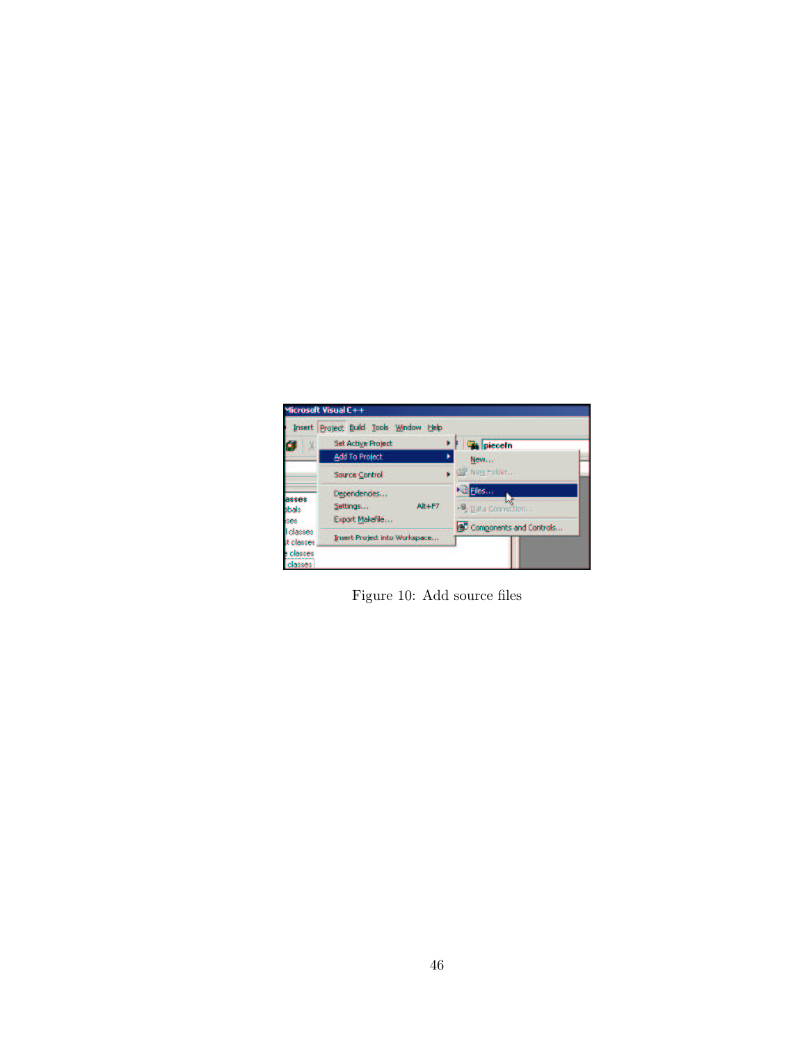Figure 10: Add source files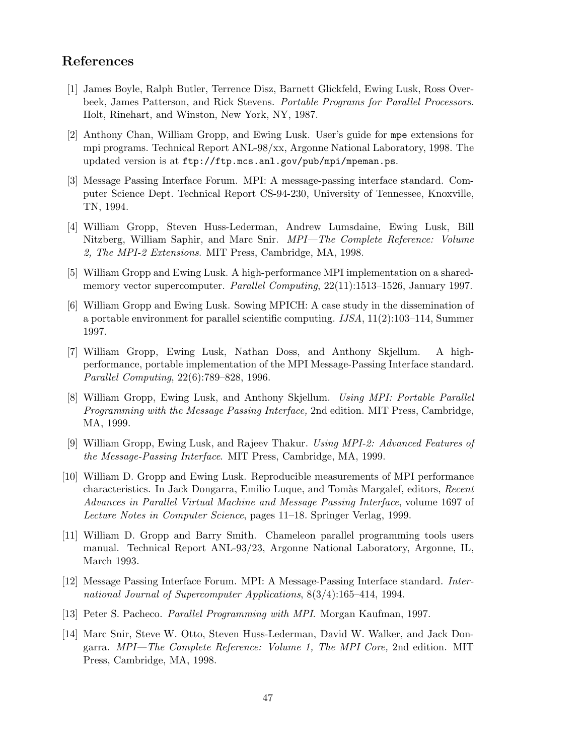## References

[1] James Boyle, Ralph Butler, Terrence Disz, Barnett Glickfeld, Ewing Lusk, Ross Overbeek, James Patterson, and Rick Stevens. *Portable Programs for Parallel Processors*. Holt, Rinehart, and Winston, New York, NY, 1987.

[2] Anthony Chan, William Gropp, and Ewing Lusk. User's guide for `mpe` extensions for mpi programs. Technical Report ANL-98/xx, Argonne National Laboratory, 1998. The updated version is at `ftp://ftp.mcs.anl.gov/pub/mpi/mpeman.ps`.

[3] Message Passing Interface Forum. MPI: A message-passing interface standard. Computer Science Dept. Technical Report CS-94-230, University of Tennessee, Knoxville, TN, 1994.

[4] William Gropp, Steven Huss-Lederman, Andrew Lumsdaine, Ewing Lusk, Bill Nitzberg, William Saphir, and Marc Snir. *MPI—The Complete Reference: Volume 2, The MPI-2 Extensions*. MIT Press, Cambridge, MA, 1998.

[5] William Gropp and Ewing Lusk. A high-performance MPI implementation on a shared-memory vector supercomputer. *Parallel Computing*, 22(11):1513–1526, January 1997.

[6] William Gropp and Ewing Lusk. Sowing MPICH: A case study in the dissemination of a portable environment for parallel scientific computing. *IJSA*, 11(2):103–114, Summer 1997.

[7] William Gropp, Ewing Lusk, Nathan Doss, and Anthony Skjellum. A high-performance, portable implementation of the MPI Message-Passing Interface standard. *Parallel Computing*, 22(6):789–828, 1996.

[8] William Gropp, Ewing Lusk, and Anthony Skjellum. *Using MPI: Portable Parallel Programming with the Message Passing Interface,* 2nd edition. MIT Press, Cambridge, MA, 1999.

[9] William Gropp, Ewing Lusk, and Rajeev Thakur. *Using MPI-2: Advanced Features of the Message-Passing Interface*. MIT Press, Cambridge, MA, 1999.

[10] William D. Gropp and Ewing Lusk. Reproducible measurements of MPI performance characteristics. In Jack Dongarra, Emilio Luque, and Tomàs Margalef, editors, *Recent Advances in Parallel Virtual Machine and Message Passing Interface*, volume 1697 of *Lecture Notes in Computer Science*, pages 11–18. Springer Verlag, 1999.

[11] William D. Gropp and Barry Smith. Chameleon parallel programming tools users manual. Technical Report ANL-93/23, Argonne National Laboratory, Argonne, IL, March 1993.

[12] Message Passing Interface Forum. MPI: A Message-Passing Interface standard. *International Journal of Supercomputer Applications*, 8(3/4):165–414, 1994.

[13] Peter S. Pacheco. *Parallel Programming with MPI*. Morgan Kaufman, 1997.

[14] Marc Snir, Steve W. Otto, Steven Huss-Lederman, David W. Walker, and Jack Dongarra. *MPI—The Complete Reference: Volume 1, The MPI Core,* 2nd edition. MIT Press, Cambridge, MA, 1998.